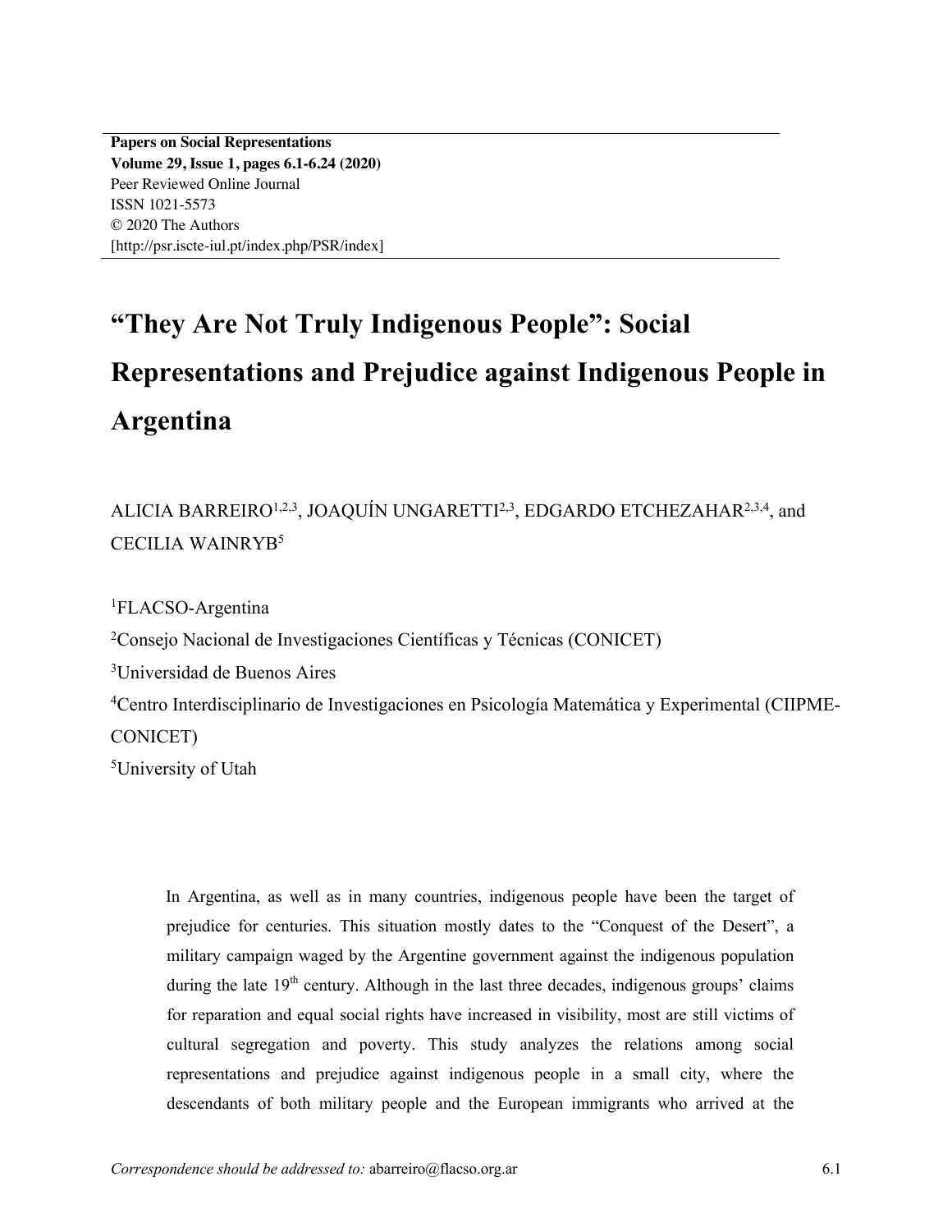**Papers on Social Representations**
**Volume 29, Issue 1, pages 6.1-6.24 (2020)**
Peer Reviewed Online Journal
ISSN 1021-5573
© 2020 The Authors
[http://psr.iscte-iul.pt/index.php/PSR/index]

# "They Are Not Truly Indigenous People": Social Representations and Prejudice against Indigenous People in Argentina

ALICIA BARREIRO[1,2,3], JOAQUÍN UNGARETTI[2,3], EDGARDO ETCHEZAHAR[2,3,4], and CECILIA WAINRYB[5]

[1]FLACSO-Argentina

[2]Consejo Nacional de Investigaciones Científicas y Técnicas (CONICET)

[3]Universidad de Buenos Aires

[4]Centro Interdisciplinario de Investigaciones en Psicología Matemática y Experimental (CIIPME-CONICET)

[5]University of Utah

In Argentina, as well as in many countries, indigenous people have been the target of prejudice for centuries. This situation mostly dates to the "Conquest of the Desert", a military campaign waged by the Argentine government against the indigenous population during the late 19th century. Although in the last three decades, indigenous groups' claims for reparation and equal social rights have increased in visibility, most are still victims of cultural segregation and poverty. This study analyzes the relations among social representations and prejudice against indigenous people in a small city, where the descendants of both military people and the European immigrants who arrived at the

*Correspondence should be addressed to:* abarreiro@flacso.org.ar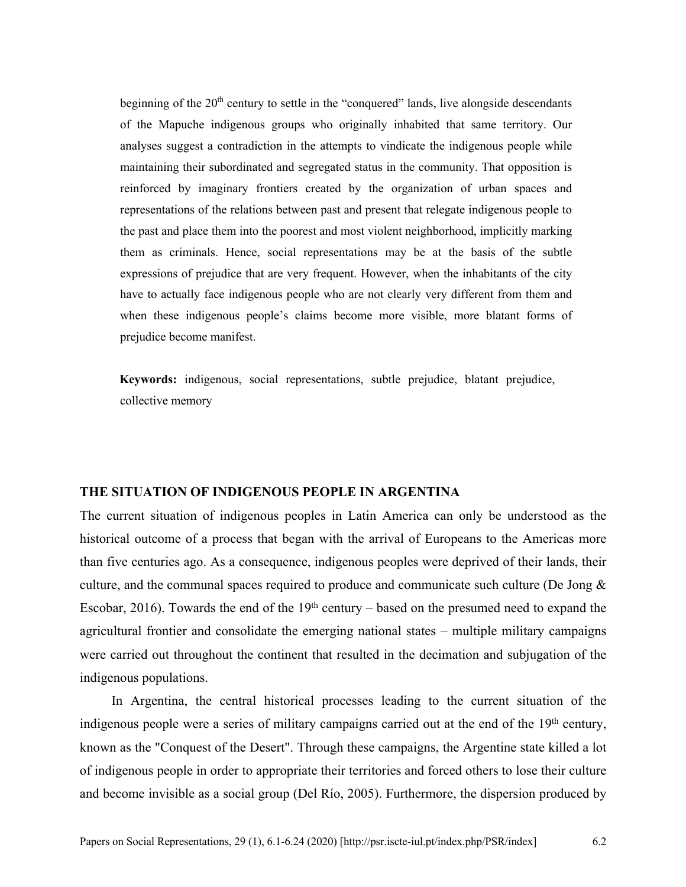beginning of the 20th century to settle in the “conquered” lands, live alongside descendants of the Mapuche indigenous groups who originally inhabited that same territory. Our analyses suggest a contradiction in the attempts to vindicate the indigenous people while maintaining their subordinated and segregated status in the community. That opposition is reinforced by imaginary frontiers created by the organization of urban spaces and representations of the relations between past and present that relegate indigenous people to the past and place them into the poorest and most violent neighborhood, implicitly marking them as criminals. Hence, social representations may be at the basis of the subtle expressions of prejudice that are very frequent. However, when the inhabitants of the city have to actually face indigenous people who are not clearly very different from them and when these indigenous people’s claims become more visible, more blatant forms of prejudice become manifest.

**Keywords:** indigenous, social representations, subtle prejudice, blatant prejudice, collective memory

## THE SITUATION OF INDIGENOUS PEOPLE IN ARGENTINA

The current situation of indigenous peoples in Latin America can only be understood as the historical outcome of a process that began with the arrival of Europeans to the Americas more than five centuries ago. As a consequence, indigenous peoples were deprived of their lands, their culture, and the communal spaces required to produce and communicate such culture (De Jong & Escobar, 2016). Towards the end of the 19th century – based on the presumed need to expand the agricultural frontier and consolidate the emerging national states – multiple military campaigns were carried out throughout the continent that resulted in the decimation and subjugation of the indigenous populations.

In Argentina, the central historical processes leading to the current situation of the indigenous people were a series of military campaigns carried out at the end of the 19th century, known as the "Conquest of the Desert". Through these campaigns, the Argentine state killed a lot of indigenous people in order to appropriate their territories and forced others to lose their culture and become invisible as a social group (Del Río, 2005). Furthermore, the dispersion produced by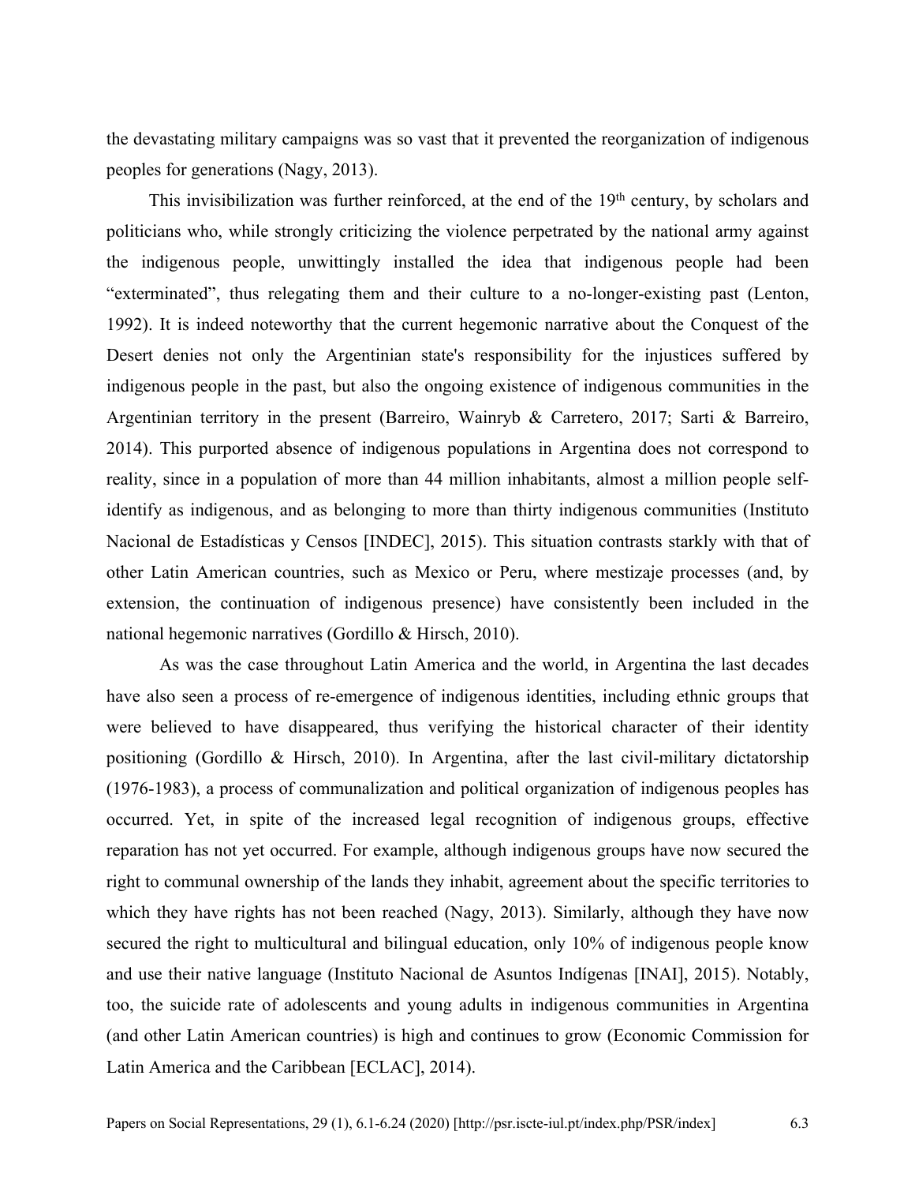the devastating military campaigns was so vast that it prevented the reorganization of indigenous peoples for generations (Nagy, 2013).

This invisibilization was further reinforced, at the end of the 19th century, by scholars and politicians who, while strongly criticizing the violence perpetrated by the national army against the indigenous people, unwittingly installed the idea that indigenous people had been "exterminated", thus relegating them and their culture to a no-longer-existing past (Lenton, 1992). It is indeed noteworthy that the current hegemonic narrative about the Conquest of the Desert denies not only the Argentinian state's responsibility for the injustices suffered by indigenous people in the past, but also the ongoing existence of indigenous communities in the Argentinian territory in the present (Barreiro, Wainryb & Carretero, 2017; Sarti & Barreiro, 2014). This purported absence of indigenous populations in Argentina does not correspond to reality, since in a population of more than 44 million inhabitants, almost a million people self-identify as indigenous, and as belonging to more than thirty indigenous communities (Instituto Nacional de Estadísticas y Censos [INDEC], 2015). This situation contrasts starkly with that of other Latin American countries, such as Mexico or Peru, where mestizaje processes (and, by extension, the continuation of indigenous presence) have consistently been included in the national hegemonic narratives (Gordillo & Hirsch, 2010).

As was the case throughout Latin America and the world, in Argentina the last decades have also seen a process of re-emergence of indigenous identities, including ethnic groups that were believed to have disappeared, thus verifying the historical character of their identity positioning (Gordillo & Hirsch, 2010). In Argentina, after the last civil-military dictatorship (1976-1983), a process of communalization and political organization of indigenous peoples has occurred. Yet, in spite of the increased legal recognition of indigenous groups, effective reparation has not yet occurred. For example, although indigenous groups have now secured the right to communal ownership of the lands they inhabit, agreement about the specific territories to which they have rights has not been reached (Nagy, 2013). Similarly, although they have now secured the right to multicultural and bilingual education, only 10% of indigenous people know and use their native language (Instituto Nacional de Asuntos Indígenas [INAI], 2015). Notably, too, the suicide rate of adolescents and young adults in indigenous communities in Argentina (and other Latin American countries) is high and continues to grow (Economic Commission for Latin America and the Caribbean [ECLAC], 2014).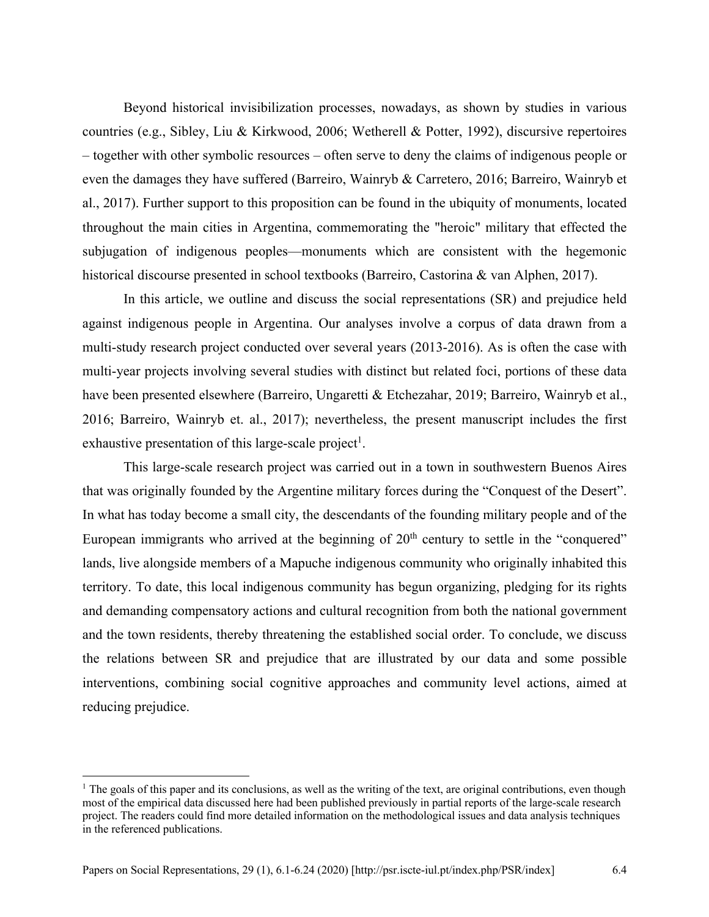Beyond historical invisibilization processes, nowadays, as shown by studies in various countries (e.g., Sibley, Liu & Kirkwood, 2006; Wetherell & Potter, 1992), discursive repertoires – together with other symbolic resources – often serve to deny the claims of indigenous people or even the damages they have suffered (Barreiro, Wainryb & Carretero, 2016; Barreiro, Wainryb et al., 2017). Further support to this proposition can be found in the ubiquity of monuments, located throughout the main cities in Argentina, commemorating the "heroic" military that effected the subjugation of indigenous peoples—monuments which are consistent with the hegemonic historical discourse presented in school textbooks (Barreiro, Castorina & van Alphen, 2017).

In this article, we outline and discuss the social representations (SR) and prejudice held against indigenous people in Argentina. Our analyses involve a corpus of data drawn from a multi-study research project conducted over several years (2013-2016). As is often the case with multi-year projects involving several studies with distinct but related foci, portions of these data have been presented elsewhere (Barreiro, Ungaretti & Etchezahar, 2019; Barreiro, Wainryb et al., 2016; Barreiro, Wainryb et. al., 2017); nevertheless, the present manuscript includes the first exhaustive presentation of this large-scale project[1].

This large-scale research project was carried out in a town in southwestern Buenos Aires that was originally founded by the Argentine military forces during the "Conquest of the Desert". In what has today become a small city, the descendants of the founding military people and of the European immigrants who arrived at the beginning of 20th century to settle in the "conquered" lands, live alongside members of a Mapuche indigenous community who originally inhabited this territory. To date, this local indigenous community has begun organizing, pledging for its rights and demanding compensatory actions and cultural recognition from both the national government and the town residents, thereby threatening the established social order. To conclude, we discuss the relations between SR and prejudice that are illustrated by our data and some possible interventions, combining social cognitive approaches and community level actions, aimed at reducing prejudice.

---

[1] The goals of this paper and its conclusions, as well as the writing of the text, are original contributions, even though most of the empirical data discussed here had been published previously in partial reports of the large-scale research project. The readers could find more detailed information on the methodological issues and data analysis techniques in the referenced publications.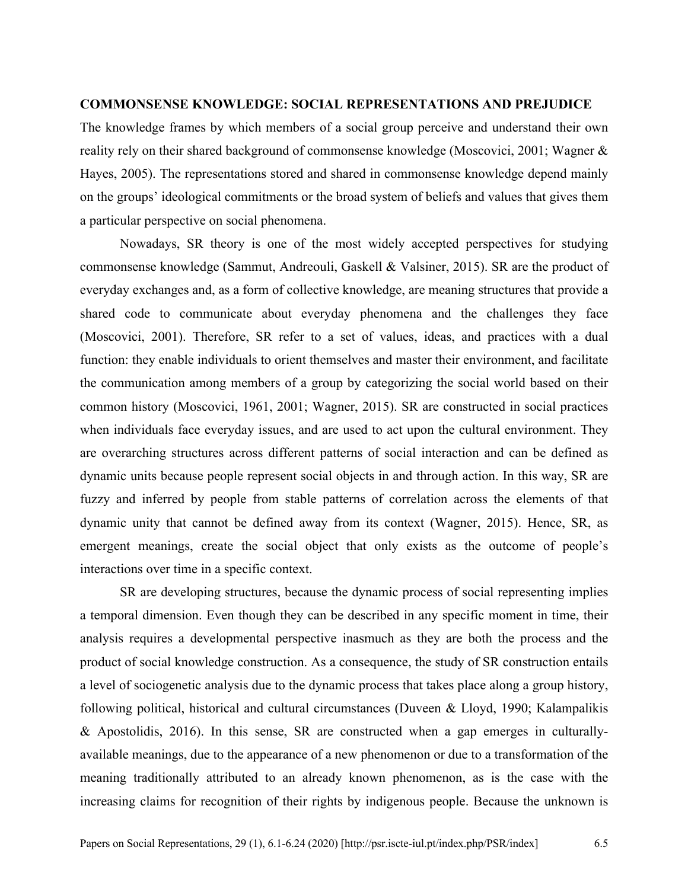## COMMONSENSE KNOWLEDGE: SOCIAL REPRESENTATIONS AND PREJUDICE

The knowledge frames by which members of a social group perceive and understand their own reality rely on their shared background of commonsense knowledge (Moscovici, 2001; Wagner & Hayes, 2005). The representations stored and shared in commonsense knowledge depend mainly on the groups' ideological commitments or the broad system of beliefs and values that gives them a particular perspective on social phenomena.

Nowadays, SR theory is one of the most widely accepted perspectives for studying commonsense knowledge (Sammut, Andreouli, Gaskell & Valsiner, 2015). SR are the product of everyday exchanges and, as a form of collective knowledge, are meaning structures that provide a shared code to communicate about everyday phenomena and the challenges they face (Moscovici, 2001). Therefore, SR refer to a set of values, ideas, and practices with a dual function: they enable individuals to orient themselves and master their environment, and facilitate the communication among members of a group by categorizing the social world based on their common history (Moscovici, 1961, 2001; Wagner, 2015). SR are constructed in social practices when individuals face everyday issues, and are used to act upon the cultural environment. They are overarching structures across different patterns of social interaction and can be defined as dynamic units because people represent social objects in and through action. In this way, SR are fuzzy and inferred by people from stable patterns of correlation across the elements of that dynamic unity that cannot be defined away from its context (Wagner, 2015). Hence, SR, as emergent meanings, create the social object that only exists as the outcome of people's interactions over time in a specific context.

SR are developing structures, because the dynamic process of social representing implies a temporal dimension. Even though they can be described in any specific moment in time, their analysis requires a developmental perspective inasmuch as they are both the process and the product of social knowledge construction. As a consequence, the study of SR construction entails a level of sociogenetic analysis due to the dynamic process that takes place along a group history, following political, historical and cultural circumstances (Duveen & Lloyd, 1990; Kalampalikis & Apostolidis, 2016). In this sense, SR are constructed when a gap emerges in culturally-available meanings, due to the appearance of a new phenomenon or due to a transformation of the meaning traditionally attributed to an already known phenomenon, as is the case with the increasing claims for recognition of their rights by indigenous people. Because the unknown is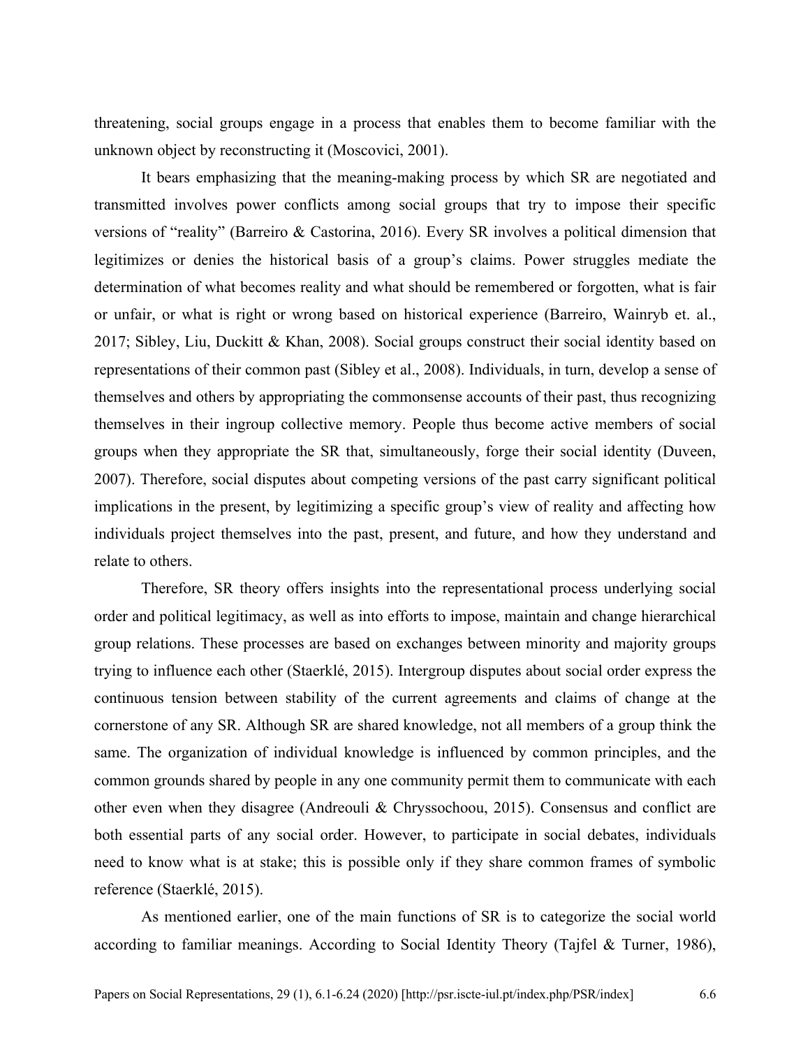threatening, social groups engage in a process that enables them to become familiar with the unknown object by reconstructing it (Moscovici, 2001).

It bears emphasizing that the meaning-making process by which SR are negotiated and transmitted involves power conflicts among social groups that try to impose their specific versions of "reality" (Barreiro & Castorina, 2016). Every SR involves a political dimension that legitimizes or denies the historical basis of a group's claims. Power struggles mediate the determination of what becomes reality and what should be remembered or forgotten, what is fair or unfair, or what is right or wrong based on historical experience (Barreiro, Wainryb et. al., 2017; Sibley, Liu, Duckitt & Khan, 2008). Social groups construct their social identity based on representations of their common past (Sibley et al., 2008). Individuals, in turn, develop a sense of themselves and others by appropriating the commonsense accounts of their past, thus recognizing themselves in their ingroup collective memory. People thus become active members of social groups when they appropriate the SR that, simultaneously, forge their social identity (Duveen, 2007). Therefore, social disputes about competing versions of the past carry significant political implications in the present, by legitimizing a specific group's view of reality and affecting how individuals project themselves into the past, present, and future, and how they understand and relate to others.

Therefore, SR theory offers insights into the representational process underlying social order and political legitimacy, as well as into efforts to impose, maintain and change hierarchical group relations. These processes are based on exchanges between minority and majority groups trying to influence each other (Staerklé, 2015). Intergroup disputes about social order express the continuous tension between stability of the current agreements and claims of change at the cornerstone of any SR. Although SR are shared knowledge, not all members of a group think the same. The organization of individual knowledge is influenced by common principles, and the common grounds shared by people in any one community permit them to communicate with each other even when they disagree (Andreouli & Chryssochoou, 2015). Consensus and conflict are both essential parts of any social order. However, to participate in social debates, individuals need to know what is at stake; this is possible only if they share common frames of symbolic reference (Staerklé, 2015).

As mentioned earlier, one of the main functions of SR is to categorize the social world according to familiar meanings. According to Social Identity Theory (Tajfel & Turner, 1986),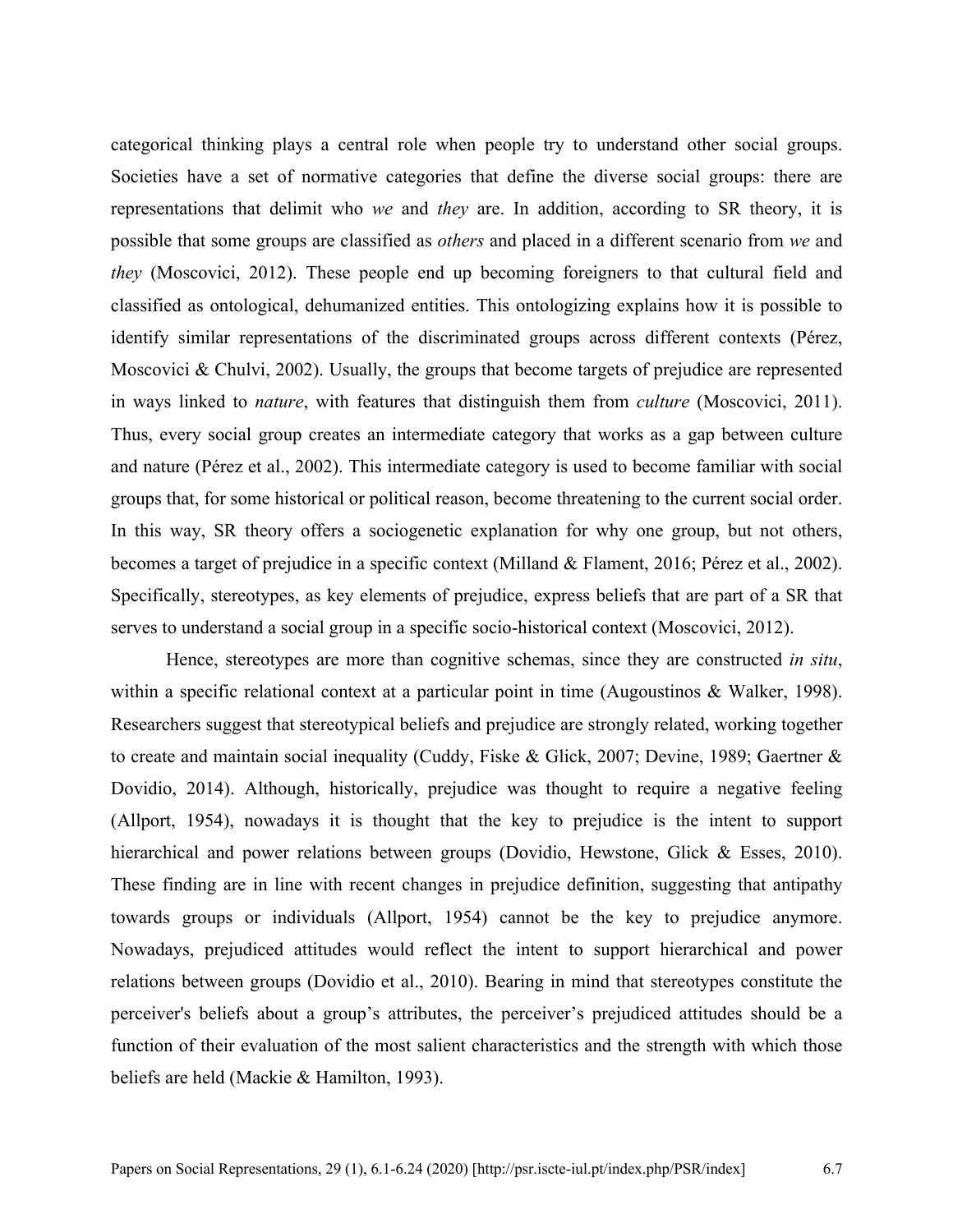categorical thinking plays a central role when people try to understand other social groups. Societies have a set of normative categories that define the diverse social groups: there are representations that delimit who *we* and *they* are. In addition, according to SR theory, it is possible that some groups are classified as *others* and placed in a different scenario from *we* and *they* (Moscovici, 2012). These people end up becoming foreigners to that cultural field and classified as ontological, dehumanized entities. This ontologizing explains how it is possible to identify similar representations of the discriminated groups across different contexts (Pérez, Moscovici & Chulvi, 2002). Usually, the groups that become targets of prejudice are represented in ways linked to *nature*, with features that distinguish them from *culture* (Moscovici, 2011). Thus, every social group creates an intermediate category that works as a gap between culture and nature (Pérez et al., 2002). This intermediate category is used to become familiar with social groups that, for some historical or political reason, become threatening to the current social order. In this way, SR theory offers a sociogenetic explanation for why one group, but not others, becomes a target of prejudice in a specific context (Milland & Flament, 2016; Pérez et al., 2002). Specifically, stereotypes, as key elements of prejudice, express beliefs that are part of a SR that serves to understand a social group in a specific socio-historical context (Moscovici, 2012).

Hence, stereotypes are more than cognitive schemas, since they are constructed *in situ*, within a specific relational context at a particular point in time (Augoustinos & Walker, 1998). Researchers suggest that stereotypical beliefs and prejudice are strongly related, working together to create and maintain social inequality (Cuddy, Fiske & Glick, 2007; Devine, 1989; Gaertner & Dovidio, 2014). Although, historically, prejudice was thought to require a negative feeling (Allport, 1954), nowadays it is thought that the key to prejudice is the intent to support hierarchical and power relations between groups (Dovidio, Hewstone, Glick & Esses, 2010). These finding are in line with recent changes in prejudice definition, suggesting that antipathy towards groups or individuals (Allport, 1954) cannot be the key to prejudice anymore. Nowadays, prejudiced attitudes would reflect the intent to support hierarchical and power relations between groups (Dovidio et al., 2010). Bearing in mind that stereotypes constitute the perceiver's beliefs about a group's attributes, the perceiver's prejudiced attitudes should be a function of their evaluation of the most salient characteristics and the strength with which those beliefs are held (Mackie & Hamilton, 1993).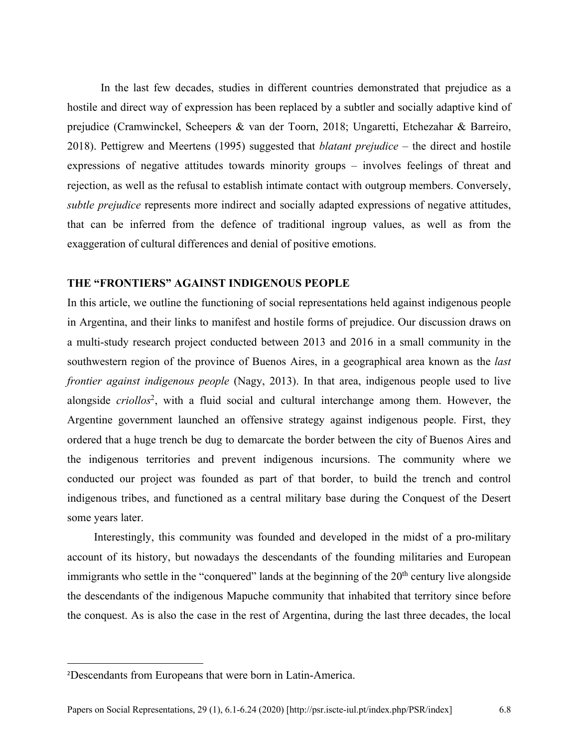In the last few decades, studies in different countries demonstrated that prejudice as a hostile and direct way of expression has been replaced by a subtler and socially adaptive kind of prejudice (Cramwinckel, Scheepers & van der Toorn, 2018; Ungaretti, Etchezahar & Barreiro, 2018). Pettigrew and Meertens (1995) suggested that *blatant prejudice* – the direct and hostile expressions of negative attitudes towards minority groups – involves feelings of threat and rejection, as well as the refusal to establish intimate contact with outgroup members. Conversely, *subtle prejudice* represents more indirect and socially adapted expressions of negative attitudes, that can be inferred from the defence of traditional ingroup values, as well as from the exaggeration of cultural differences and denial of positive emotions.

## THE "FRONTIERS" AGAINST INDIGENOUS PEOPLE

In this article, we outline the functioning of social representations held against indigenous people in Argentina, and their links to manifest and hostile forms of prejudice. Our discussion draws on a multi-study research project conducted between 2013 and 2016 in a small community in the southwestern region of the province of Buenos Aires, in a geographical area known as the *last frontier against indigenous people* (Nagy, 2013). In that area, indigenous people used to live alongside *criollos*[2], with a fluid social and cultural interchange among them. However, the Argentine government launched an offensive strategy against indigenous people. First, they ordered that a huge trench be dug to demarcate the border between the city of Buenos Aires and the indigenous territories and prevent indigenous incursions. The community where we conducted our project was founded as part of that border, to build the trench and control indigenous tribes, and functioned as a central military base during the Conquest of the Desert some years later.

Interestingly, this community was founded and developed in the midst of a pro-military account of its history, but nowadays the descendants of the founding militaries and European immigrants who settle in the "conquered" lands at the beginning of the 20th century live alongside the descendants of the indigenous Mapuche community that inhabited that territory since before the conquest. As is also the case in the rest of Argentina, during the last three decades, the local

[2] Descendants from Europeans that were born in Latin-America.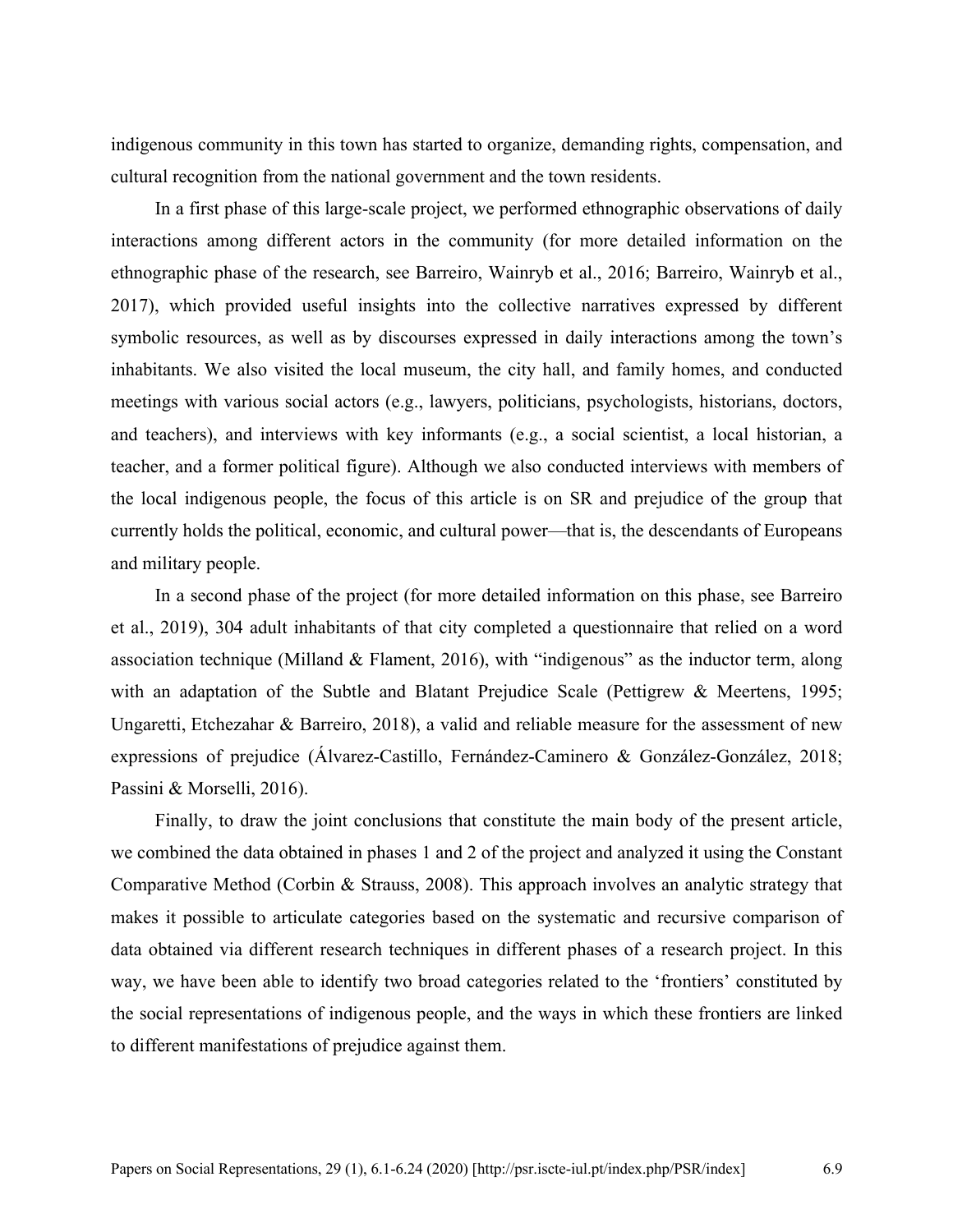indigenous community in this town has started to organize, demanding rights, compensation, and cultural recognition from the national government and the town residents.

In a first phase of this large-scale project, we performed ethnographic observations of daily interactions among different actors in the community (for more detailed information on the ethnographic phase of the research, see Barreiro, Wainryb et al., 2016; Barreiro, Wainryb et al., 2017), which provided useful insights into the collective narratives expressed by different symbolic resources, as well as by discourses expressed in daily interactions among the town's inhabitants. We also visited the local museum, the city hall, and family homes, and conducted meetings with various social actors (e.g., lawyers, politicians, psychologists, historians, doctors, and teachers), and interviews with key informants (e.g., a social scientist, a local historian, a teacher, and a former political figure). Although we also conducted interviews with members of the local indigenous people, the focus of this article is on SR and prejudice of the group that currently holds the political, economic, and cultural power—that is, the descendants of Europeans and military people.

In a second phase of the project (for more detailed information on this phase, see Barreiro et al., 2019), 304 adult inhabitants of that city completed a questionnaire that relied on a word association technique (Milland & Flament, 2016), with "indigenous" as the inductor term, along with an adaptation of the Subtle and Blatant Prejudice Scale (Pettigrew & Meertens, 1995; Ungaretti, Etchezahar & Barreiro, 2018), a valid and reliable measure for the assessment of new expressions of prejudice (Álvarez-Castillo, Fernández-Caminero & González-González, 2018; Passini & Morselli, 2016).

Finally, to draw the joint conclusions that constitute the main body of the present article, we combined the data obtained in phases 1 and 2 of the project and analyzed it using the Constant Comparative Method (Corbin & Strauss, 2008). This approach involves an analytic strategy that makes it possible to articulate categories based on the systematic and recursive comparison of data obtained via different research techniques in different phases of a research project. In this way, we have been able to identify two broad categories related to the 'frontiers' constituted by the social representations of indigenous people, and the ways in which these frontiers are linked to different manifestations of prejudice against them.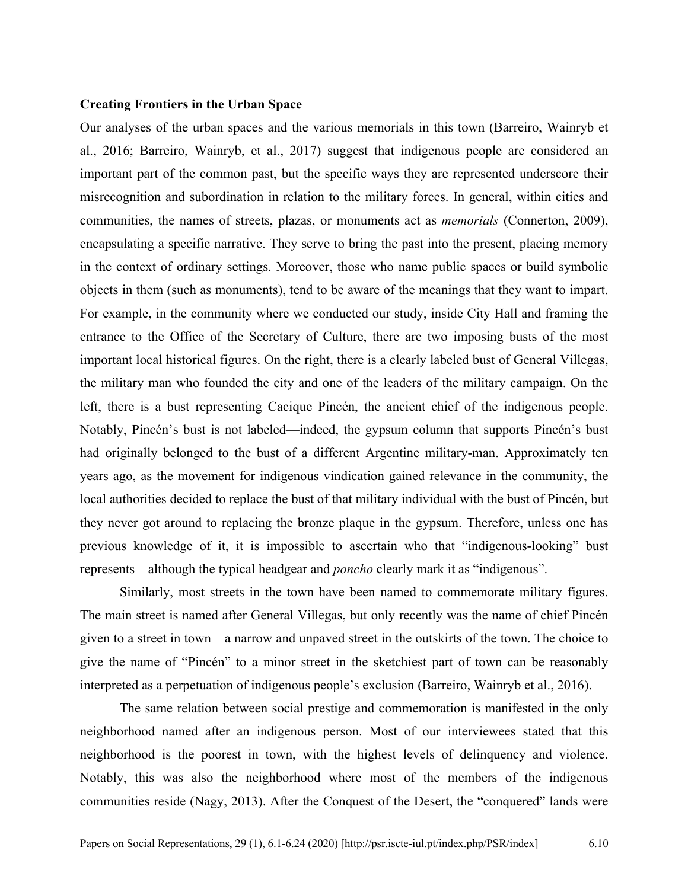**Creating Frontiers in the Urban Space**

Our analyses of the urban spaces and the various memorials in this town (Barreiro, Wainryb et al., 2016; Barreiro, Wainryb, et al., 2017) suggest that indigenous people are considered an important part of the common past, but the specific ways they are represented underscore their misrecognition and subordination in relation to the military forces. In general, within cities and communities, the names of streets, plazas, or monuments act as *memorials* (Connerton, 2009), encapsulating a specific narrative. They serve to bring the past into the present, placing memory in the context of ordinary settings. Moreover, those who name public spaces or build symbolic objects in them (such as monuments), tend to be aware of the meanings that they want to impart. For example, in the community where we conducted our study, inside City Hall and framing the entrance to the Office of the Secretary of Culture, there are two imposing busts of the most important local historical figures. On the right, there is a clearly labeled bust of General Villegas, the military man who founded the city and one of the leaders of the military campaign. On the left, there is a bust representing Cacique Pincén, the ancient chief of the indigenous people. Notably, Pincén's bust is not labeled—indeed, the gypsum column that supports Pincén's bust had originally belonged to the bust of a different Argentine military-man. Approximately ten years ago, as the movement for indigenous vindication gained relevance in the community, the local authorities decided to replace the bust of that military individual with the bust of Pincén, but they never got around to replacing the bronze plaque in the gypsum. Therefore, unless one has previous knowledge of it, it is impossible to ascertain who that "indigenous-looking" bust represents—although the typical headgear and *poncho* clearly mark it as "indigenous".

Similarly, most streets in the town have been named to commemorate military figures. The main street is named after General Villegas, but only recently was the name of chief Pincén given to a street in town—a narrow and unpaved street in the outskirts of the town. The choice to give the name of "Pincén" to a minor street in the sketchiest part of town can be reasonably interpreted as a perpetuation of indigenous people's exclusion (Barreiro, Wainryb et al., 2016).

The same relation between social prestige and commemoration is manifested in the only neighborhood named after an indigenous person. Most of our interviewees stated that this neighborhood is the poorest in town, with the highest levels of delinquency and violence. Notably, this was also the neighborhood where most of the members of the indigenous communities reside (Nagy, 2013). After the Conquest of the Desert, the "conquered" lands were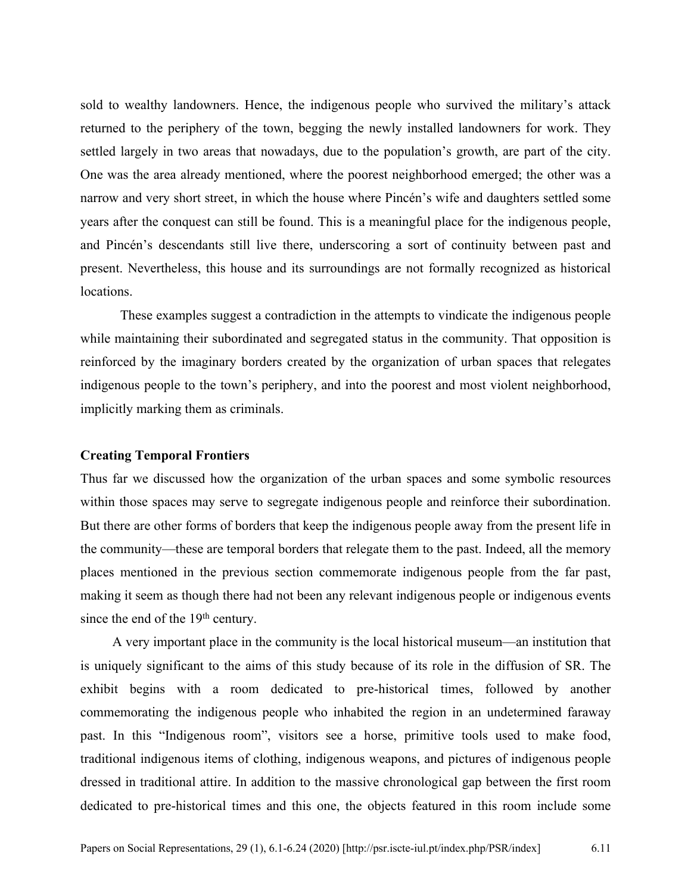sold to wealthy landowners. Hence, the indigenous people who survived the military's attack returned to the periphery of the town, begging the newly installed landowners for work. They settled largely in two areas that nowadays, due to the population's growth, are part of the city. One was the area already mentioned, where the poorest neighborhood emerged; the other was a narrow and very short street, in which the house where Pincén's wife and daughters settled some years after the conquest can still be found. This is a meaningful place for the indigenous people, and Pincén's descendants still live there, underscoring a sort of continuity between past and present. Nevertheless, this house and its surroundings are not formally recognized as historical locations.

These examples suggest a contradiction in the attempts to vindicate the indigenous people while maintaining their subordinated and segregated status in the community. That opposition is reinforced by the imaginary borders created by the organization of urban spaces that relegates indigenous people to the town's periphery, and into the poorest and most violent neighborhood, implicitly marking them as criminals.

**Creating Temporal Frontiers**

Thus far we discussed how the organization of the urban spaces and some symbolic resources within those spaces may serve to segregate indigenous people and reinforce their subordination. But there are other forms of borders that keep the indigenous people away from the present life in the community—these are temporal borders that relegate them to the past. Indeed, all the memory places mentioned in the previous section commemorate indigenous people from the far past, making it seem as though there had not been any relevant indigenous people or indigenous events since the end of the 19th century.

A very important place in the community is the local historical museum—an institution that is uniquely significant to the aims of this study because of its role in the diffusion of SR. The exhibit begins with a room dedicated to pre-historical times, followed by another commemorating the indigenous people who inhabited the region in an undetermined faraway past. In this "Indigenous room", visitors see a horse, primitive tools used to make food, traditional indigenous items of clothing, indigenous weapons, and pictures of indigenous people dressed in traditional attire. In addition to the massive chronological gap between the first room dedicated to pre-historical times and this one, the objects featured in this room include some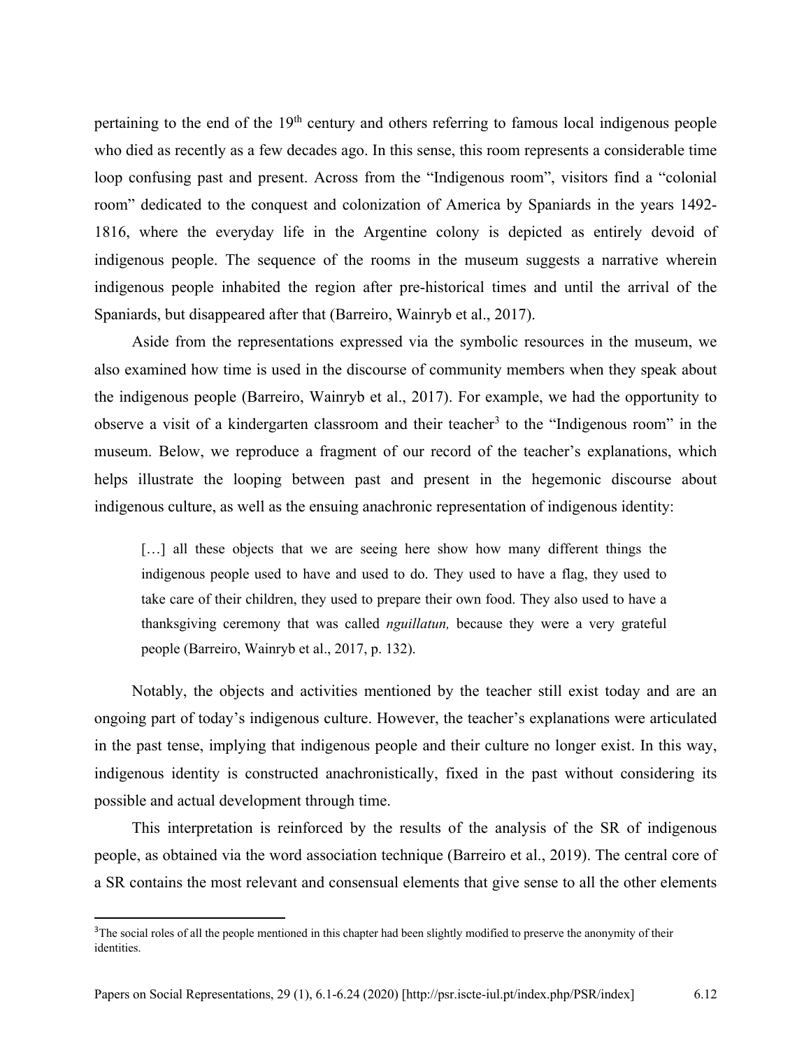pertaining to the end of the 19th century and others referring to famous local indigenous people who died as recently as a few decades ago. In this sense, this room represents a considerable time loop confusing past and present. Across from the "Indigenous room", visitors find a "colonial room" dedicated to the conquest and colonization of America by Spaniards in the years 1492-1816, where the everyday life in the Argentine colony is depicted as entirely devoid of indigenous people. The sequence of the rooms in the museum suggests a narrative wherein indigenous people inhabited the region after pre-historical times and until the arrival of the Spaniards, but disappeared after that (Barreiro, Wainryb et al., 2017).

Aside from the representations expressed via the symbolic resources in the museum, we also examined how time is used in the discourse of community members when they speak about the indigenous people (Barreiro, Wainryb et al., 2017). For example, we had the opportunity to observe a visit of a kindergarten classroom and their teacher[3] to the "Indigenous room" in the museum. Below, we reproduce a fragment of our record of the teacher's explanations, which helps illustrate the looping between past and present in the hegemonic discourse about indigenous culture, as well as the ensuing anachronic representation of indigenous identity:

> […] all these objects that we are seeing here show how many different things the indigenous people used to have and used to do. They used to have a flag, they used to take care of their children, they used to prepare their own food. They also used to have a thanksgiving ceremony that was called *nguillatun,* because they were a very grateful people (Barreiro, Wainryb et al., 2017, p. 132).

Notably, the objects and activities mentioned by the teacher still exist today and are an ongoing part of today's indigenous culture. However, the teacher's explanations were articulated in the past tense, implying that indigenous people and their culture no longer exist. In this way, indigenous identity is constructed anachronistically, fixed in the past without considering its possible and actual development through time.

This interpretation is reinforced by the results of the analysis of the SR of indigenous people, as obtained via the word association technique (Barreiro et al., 2019). The central core of a SR contains the most relevant and consensual elements that give sense to all the other elements

---

[3] The social roles of all the people mentioned in this chapter had been slightly modified to preserve the anonymity of their identities.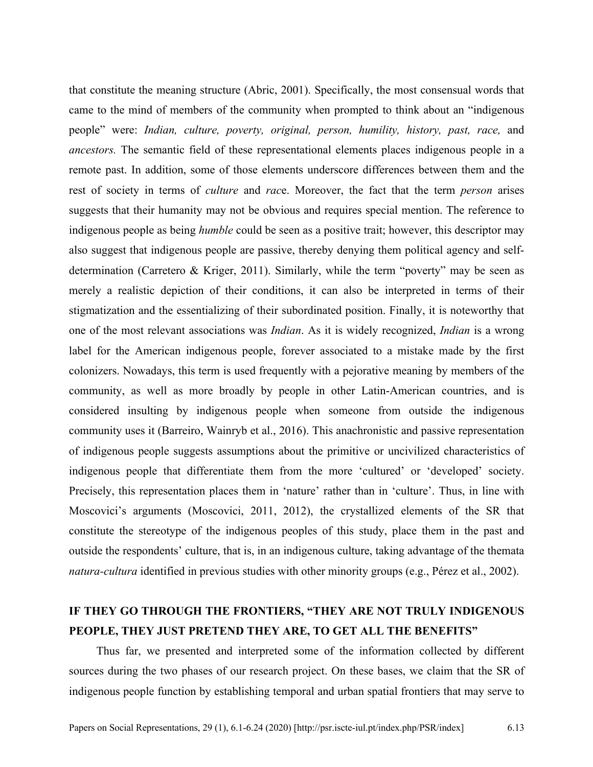that constitute the meaning structure (Abric, 2001). Specifically, the most consensual words that came to the mind of members of the community when prompted to think about an "indigenous people" were: *Indian, culture, poverty, original, person, humility, history, past, race,* and *ancestors.* The semantic field of these representational elements places indigenous people in a remote past. In addition, some of those elements underscore differences between them and the rest of society in terms of *culture* and *rac*e. Moreover, the fact that the term *person* arises suggests that their humanity may not be obvious and requires special mention. The reference to indigenous people as being *humble* could be seen as a positive trait; however, this descriptor may also suggest that indigenous people are passive, thereby denying them political agency and self-determination (Carretero & Kriger, 2011). Similarly, while the term "poverty" may be seen as merely a realistic depiction of their conditions, it can also be interpreted in terms of their stigmatization and the essentializing of their subordinated position. Finally, it is noteworthy that one of the most relevant associations was *Indian*. As it is widely recognized, *Indian* is a wrong label for the American indigenous people, forever associated to a mistake made by the first colonizers. Nowadays, this term is used frequently with a pejorative meaning by members of the community, as well as more broadly by people in other Latin-American countries, and is considered insulting by indigenous people when someone from outside the indigenous community uses it (Barreiro, Wainryb et al., 2016). This anachronistic and passive representation of indigenous people suggests assumptions about the primitive or uncivilized characteristics of indigenous people that differentiate them from the more 'cultured' or 'developed' society. Precisely, this representation places them in 'nature' rather than in 'culture'. Thus, in line with Moscovici's arguments (Moscovici, 2011, 2012), the crystallized elements of the SR that constitute the stereotype of the indigenous peoples of this study, place them in the past and outside the respondents' culture, that is, in an indigenous culture, taking advantage of the themata *natura-cultura* identified in previous studies with other minority groups (e.g., Pérez et al., 2002).

## IF THEY GO THROUGH THE FRONTIERS, "THEY ARE NOT TRULY INDIGENOUS PEOPLE, THEY JUST PRETEND THEY ARE, TO GET ALL THE BENEFITS"

Thus far, we presented and interpreted some of the information collected by different sources during the two phases of our research project. On these bases, we claim that the SR of indigenous people function by establishing temporal and urban spatial frontiers that may serve to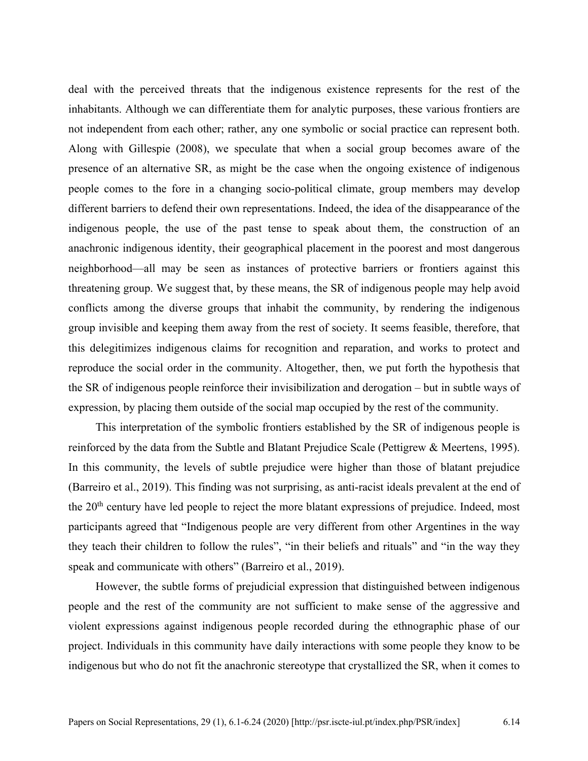deal with the perceived threats that the indigenous existence represents for the rest of the inhabitants. Although we can differentiate them for analytic purposes, these various frontiers are not independent from each other; rather, any one symbolic or social practice can represent both. Along with Gillespie (2008), we speculate that when a social group becomes aware of the presence of an alternative SR, as might be the case when the ongoing existence of indigenous people comes to the fore in a changing socio-political climate, group members may develop different barriers to defend their own representations. Indeed, the idea of the disappearance of the indigenous people, the use of the past tense to speak about them, the construction of an anachronic indigenous identity, their geographical placement in the poorest and most dangerous neighborhood—all may be seen as instances of protective barriers or frontiers against this threatening group. We suggest that, by these means, the SR of indigenous people may help avoid conflicts among the diverse groups that inhabit the community, by rendering the indigenous group invisible and keeping them away from the rest of society. It seems feasible, therefore, that this delegitimizes indigenous claims for recognition and reparation, and works to protect and reproduce the social order in the community. Altogether, then, we put forth the hypothesis that the SR of indigenous people reinforce their invisibilization and derogation – but in subtle ways of expression, by placing them outside of the social map occupied by the rest of the community.

This interpretation of the symbolic frontiers established by the SR of indigenous people is reinforced by the data from the Subtle and Blatant Prejudice Scale (Pettigrew & Meertens, 1995). In this community, the levels of subtle prejudice were higher than those of blatant prejudice (Barreiro et al., 2019). This finding was not surprising, as anti-racist ideals prevalent at the end of the 20th century have led people to reject the more blatant expressions of prejudice. Indeed, most participants agreed that "Indigenous people are very different from other Argentines in the way they teach their children to follow the rules", "in their beliefs and rituals" and "in the way they speak and communicate with others" (Barreiro et al., 2019).

However, the subtle forms of prejudicial expression that distinguished between indigenous people and the rest of the community are not sufficient to make sense of the aggressive and violent expressions against indigenous people recorded during the ethnographic phase of our project. Individuals in this community have daily interactions with some people they know to be indigenous but who do not fit the anachronic stereotype that crystallized the SR, when it comes to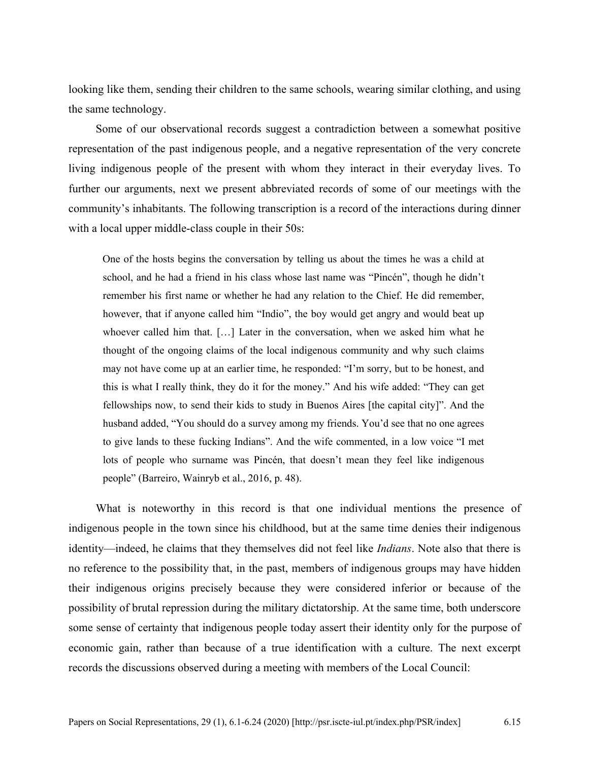looking like them, sending their children to the same schools, wearing similar clothing, and using the same technology.

Some of our observational records suggest a contradiction between a somewhat positive representation of the past indigenous people, and a negative representation of the very concrete living indigenous people of the present with whom they interact in their everyday lives. To further our arguments, next we present abbreviated records of some of our meetings with the community's inhabitants. The following transcription is a record of the interactions during dinner with a local upper middle-class couple in their 50s:

> One of the hosts begins the conversation by telling us about the times he was a child at school, and he had a friend in his class whose last name was "Pincén", though he didn't remember his first name or whether he had any relation to the Chief. He did remember, however, that if anyone called him "Indio", the boy would get angry and would beat up whoever called him that. […] Later in the conversation, when we asked him what he thought of the ongoing claims of the local indigenous community and why such claims may not have come up at an earlier time, he responded: "I'm sorry, but to be honest, and this is what I really think, they do it for the money." And his wife added: "They can get fellowships now, to send their kids to study in Buenos Aires [the capital city]". And the husband added, "You should do a survey among my friends. You'd see that no one agrees to give lands to these fucking Indians". And the wife commented, in a low voice "I met lots of people who surname was Pincén, that doesn't mean they feel like indigenous people" (Barreiro, Wainryb et al., 2016, p. 48).

What is noteworthy in this record is that one individual mentions the presence of indigenous people in the town since his childhood, but at the same time denies their indigenous identity—indeed, he claims that they themselves did not feel like *Indians*. Note also that there is no reference to the possibility that, in the past, members of indigenous groups may have hidden their indigenous origins precisely because they were considered inferior or because of the possibility of brutal repression during the military dictatorship. At the same time, both underscore some sense of certainty that indigenous people today assert their identity only for the purpose of economic gain, rather than because of a true identification with a culture. The next excerpt records the discussions observed during a meeting with members of the Local Council: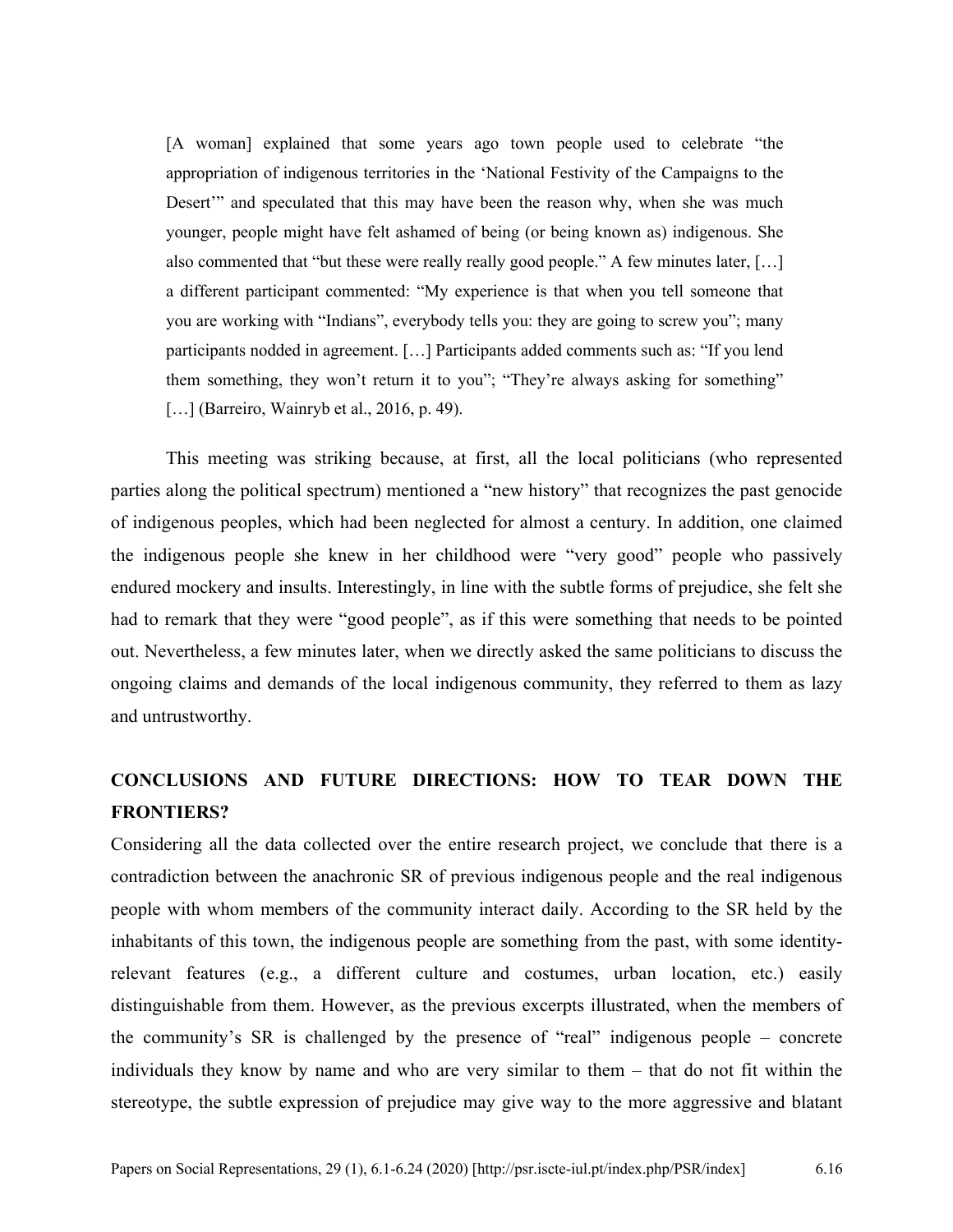> [A woman] explained that some years ago town people used to celebrate "the appropriation of indigenous territories in the 'National Festivity of the Campaigns to the Desert'" and speculated that this may have been the reason why, when she was much younger, people might have felt ashamed of being (or being known as) indigenous. She also commented that "but these were really really good people." A few minutes later, […] a different participant commented: "My experience is that when you tell someone that you are working with "Indians", everybody tells you: they are going to screw you"; many participants nodded in agreement. […] Participants added comments such as: "If you lend them something, they won't return it to you"; "They're always asking for something" […] (Barreiro, Wainryb et al., 2016, p. 49).

This meeting was striking because, at first, all the local politicians (who represented parties along the political spectrum) mentioned a "new history" that recognizes the past genocide of indigenous peoples, which had been neglected for almost a century. In addition, one claimed the indigenous people she knew in her childhood were "very good" people who passively endured mockery and insults. Interestingly, in line with the subtle forms of prejudice, she felt she had to remark that they were "good people", as if this were something that needs to be pointed out. Nevertheless, a few minutes later, when we directly asked the same politicians to discuss the ongoing claims and demands of the local indigenous community, they referred to them as lazy and untrustworthy.

## CONCLUSIONS AND FUTURE DIRECTIONS: HOW TO TEAR DOWN THE FRONTIERS?

Considering all the data collected over the entire research project, we conclude that there is a contradiction between the anachronic SR of previous indigenous people and the real indigenous people with whom members of the community interact daily. According to the SR held by the inhabitants of this town, the indigenous people are something from the past, with some identity-relevant features (e.g., a different culture and costumes, urban location, etc.) easily distinguishable from them. However, as the previous excerpts illustrated, when the members of the community's SR is challenged by the presence of "real" indigenous people – concrete individuals they know by name and who are very similar to them – that do not fit within the stereotype, the subtle expression of prejudice may give way to the more aggressive and blatant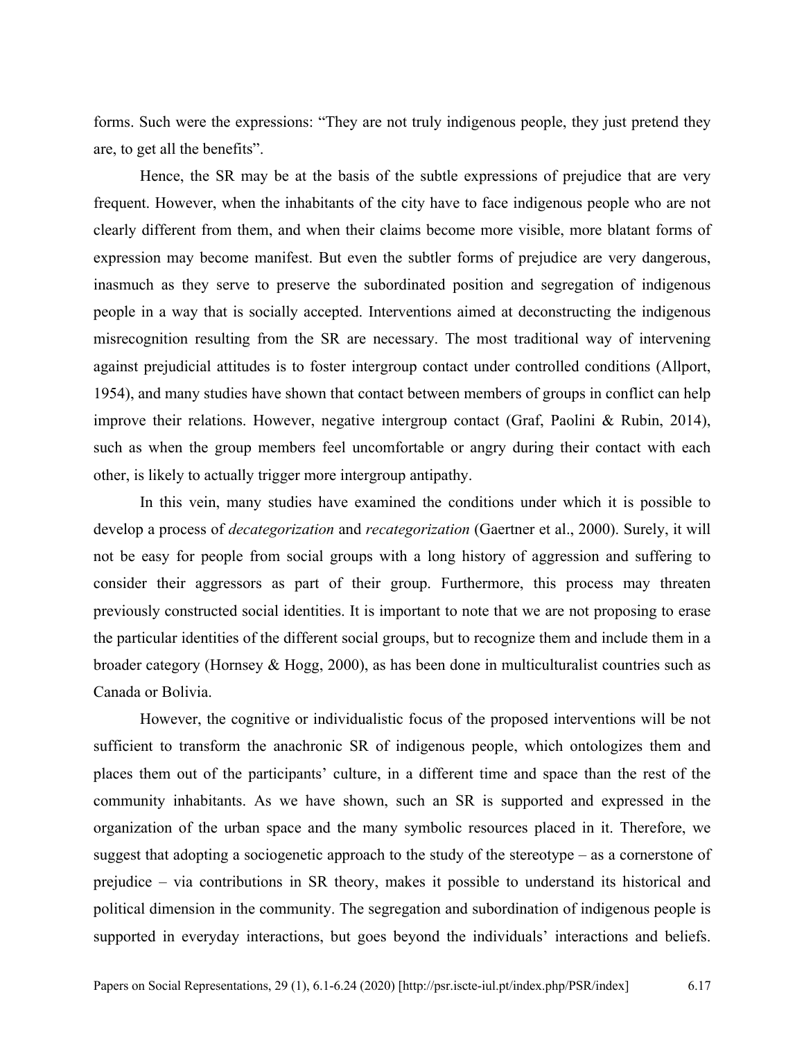forms. Such were the expressions: "They are not truly indigenous people, they just pretend they are, to get all the benefits".

Hence, the SR may be at the basis of the subtle expressions of prejudice that are very frequent. However, when the inhabitants of the city have to face indigenous people who are not clearly different from them, and when their claims become more visible, more blatant forms of expression may become manifest. But even the subtler forms of prejudice are very dangerous, inasmuch as they serve to preserve the subordinated position and segregation of indigenous people in a way that is socially accepted. Interventions aimed at deconstructing the indigenous misrecognition resulting from the SR are necessary. The most traditional way of intervening against prejudicial attitudes is to foster intergroup contact under controlled conditions (Allport, 1954), and many studies have shown that contact between members of groups in conflict can help improve their relations. However, negative intergroup contact (Graf, Paolini & Rubin, 2014), such as when the group members feel uncomfortable or angry during their contact with each other, is likely to actually trigger more intergroup antipathy.

In this vein, many studies have examined the conditions under which it is possible to develop a process of *decategorization* and *recategorization* (Gaertner et al., 2000). Surely, it will not be easy for people from social groups with a long history of aggression and suffering to consider their aggressors as part of their group. Furthermore, this process may threaten previously constructed social identities. It is important to note that we are not proposing to erase the particular identities of the different social groups, but to recognize them and include them in a broader category (Hornsey & Hogg, 2000), as has been done in multiculturalist countries such as Canada or Bolivia.

However, the cognitive or individualistic focus of the proposed interventions will be not sufficient to transform the anachronic SR of indigenous people, which ontologizes them and places them out of the participants' culture, in a different time and space than the rest of the community inhabitants. As we have shown, such an SR is supported and expressed in the organization of the urban space and the many symbolic resources placed in it. Therefore, we suggest that adopting a sociogenetic approach to the study of the stereotype – as a cornerstone of prejudice – via contributions in SR theory, makes it possible to understand its historical and political dimension in the community. The segregation and subordination of indigenous people is supported in everyday interactions, but goes beyond the individuals' interactions and beliefs.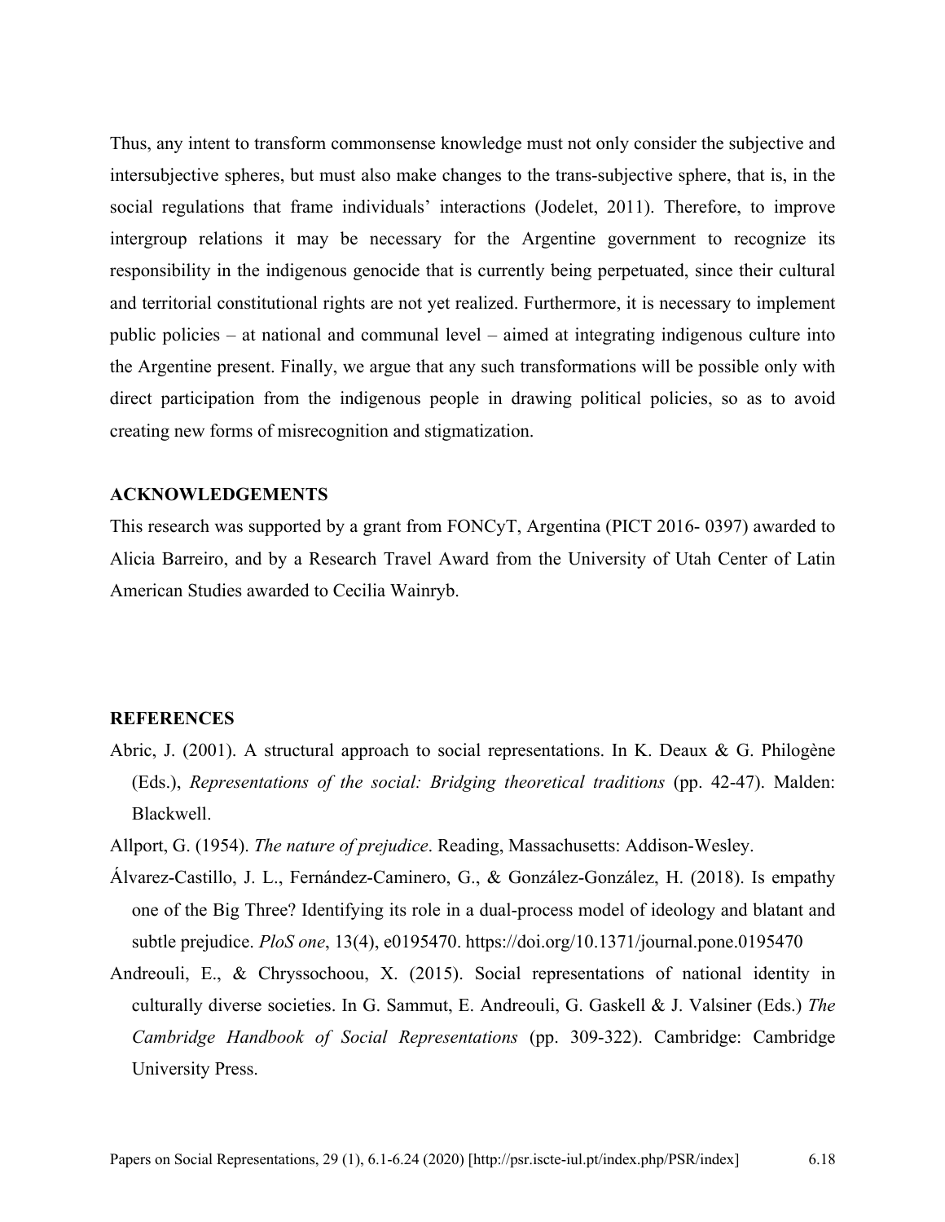Thus, any intent to transform commonsense knowledge must not only consider the subjective and intersubjective spheres, but must also make changes to the trans-subjective sphere, that is, in the social regulations that frame individuals' interactions (Jodelet, 2011). Therefore, to improve intergroup relations it may be necessary for the Argentine government to recognize its responsibility in the indigenous genocide that is currently being perpetuated, since their cultural and territorial constitutional rights are not yet realized. Furthermore, it is necessary to implement public policies – at national and communal level – aimed at integrating indigenous culture into the Argentine present. Finally, we argue that any such transformations will be possible only with direct participation from the indigenous people in drawing political policies, so as to avoid creating new forms of misrecognition and stigmatization.

## ACKNOWLEDGEMENTS

This research was supported by a grant from FONCyT, Argentina (PICT 2016- 0397) awarded to Alicia Barreiro, and by a Research Travel Award from the University of Utah Center of Latin American Studies awarded to Cecilia Wainryb.

## REFERENCES

Abric, J. (2001). A structural approach to social representations. In K. Deaux & G. Philogène (Eds.), *Representations of the social: Bridging theoretical traditions* (pp. 42-47). Malden: Blackwell.

Allport, G. (1954). *The nature of prejudice*. Reading, Massachusetts: Addison-Wesley.

Álvarez-Castillo, J. L., Fernández-Caminero, G., & González-González, H. (2018). Is empathy one of the Big Three? Identifying its role in a dual-process model of ideology and blatant and subtle prejudice. *PloS one*, 13(4), e0195470. https://doi.org/10.1371/journal.pone.0195470

Andreouli, E., & Chryssochoou, X. (2015). Social representations of national identity in culturally diverse societies. In G. Sammut, E. Andreouli, G. Gaskell & J. Valsiner (Eds.) *The Cambridge Handbook of Social Representations* (pp. 309-322). Cambridge: Cambridge University Press.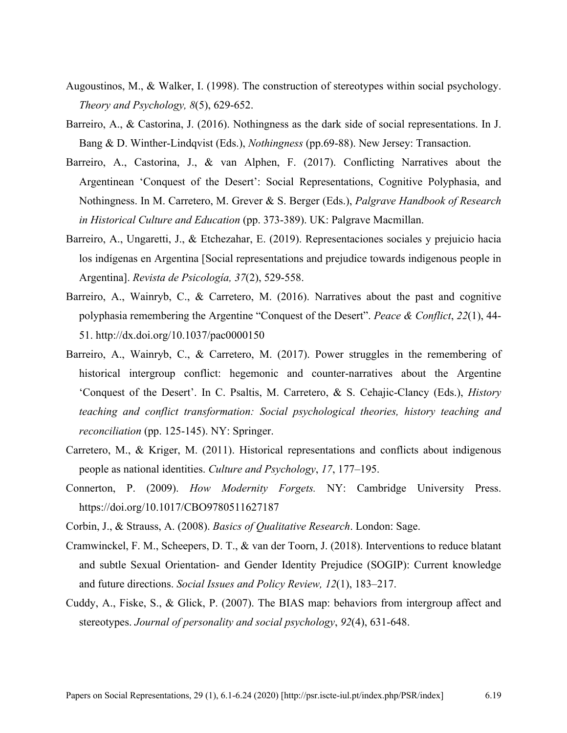Augoustinos, M., & Walker, I. (1998). The construction of stereotypes within social psychology. *Theory and Psychology, 8*(5), 629-652.

Barreiro, A., & Castorina, J. (2016). Nothingness as the dark side of social representations. In J. Bang & D. Winther-Lindqvist (Eds.), *Nothingness* (pp.69-88). New Jersey: Transaction.

Barreiro, A., Castorina, J., & van Alphen, F. (2017). Conflicting Narratives about the Argentinean 'Conquest of the Desert': Social Representations, Cognitive Polyphasia, and Nothingness. In M. Carretero, M. Grever & S. Berger (Eds.), *Palgrave Handbook of Research in Historical Culture and Education* (pp. 373-389). UK: Palgrave Macmillan.

Barreiro, A., Ungaretti, J., & Etchezahar, E. (2019). Representaciones sociales y prejuicio hacia los indígenas en Argentina [Social representations and prejudice towards indigenous people in Argentina]. *Revista de Psicología, 37*(2), 529-558.

Barreiro, A., Wainryb, C., & Carretero, M. (2016). Narratives about the past and cognitive polyphasia remembering the Argentine "Conquest of the Desert". *Peace & Conflict*, *22*(1), 44-51. http://dx.doi.org/10.1037/pac0000150

Barreiro, A., Wainryb, C., & Carretero, M. (2017). Power struggles in the remembering of historical intergroup conflict: hegemonic and counter-narratives about the Argentine 'Conquest of the Desert'. In C. Psaltis, M. Carretero, & S. Cehajic-Clancy (Eds.), *History teaching and conflict transformation: Social psychological theories, history teaching and reconciliation* (pp. 125-145). NY: Springer.

Carretero, M., & Kriger, M. (2011). Historical representations and conflicts about indigenous people as national identities. *Culture and Psychology*, *17*, 177–195.

Connerton, P. (2009). *How Modernity Forgets.* NY: Cambridge University Press. https://doi.org/10.1017/CBO9780511627187

Corbin, J., & Strauss, A. (2008). *Basics of Qualitative Research*. London: Sage.

Cramwinckel, F. M., Scheepers, D. T., & van der Toorn, J. (2018). Interventions to reduce blatant and subtle Sexual Orientation- and Gender Identity Prejudice (SOGIP): Current knowledge and future directions. *Social Issues and Policy Review, 12*(1), 183–217.

Cuddy, A., Fiske, S., & Glick, P. (2007). The BIAS map: behaviors from intergroup affect and stereotypes. *Journal of personality and social psychology*, *92*(4), 631-648.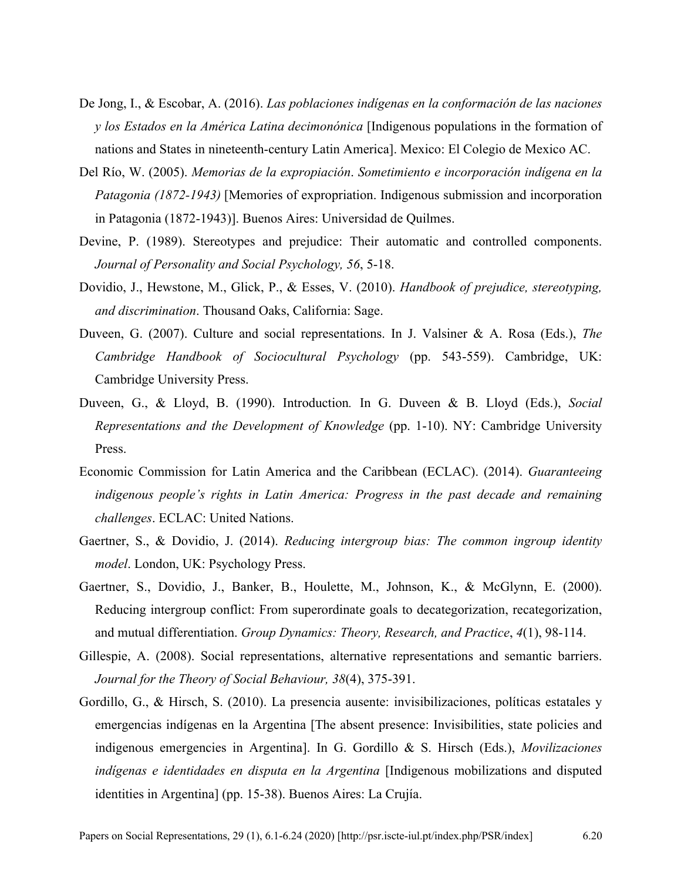De Jong, I., & Escobar, A. (2016). *Las poblaciones indígenas en la conformación de las naciones y los Estados en la América Latina decimonónica* [Indigenous populations in the formation of nations and States in nineteenth-century Latin America]. Mexico: El Colegio de Mexico AC.

Del Río, W. (2005). *Memorias de la expropiación*. *Sometimiento e incorporación indígena en la Patagonia (1872-1943)* [Memories of expropriation. Indigenous submission and incorporation in Patagonia (1872-1943)]. Buenos Aires: Universidad de Quilmes.

Devine, P. (1989). Stereotypes and prejudice: Their automatic and controlled components. *Journal of Personality and Social Psychology, 56*, 5-18.

Dovidio, J., Hewstone, M., Glick, P., & Esses, V. (2010). *Handbook of prejudice, stereotyping, and discrimination*. Thousand Oaks, California: Sage.

Duveen, G. (2007). Culture and social representations. In J. Valsiner & A. Rosa (Eds.), *The Cambridge Handbook of Sociocultural Psychology* (pp. 543-559). Cambridge, UK: Cambridge University Press.

Duveen, G., & Lloyd, B. (1990). Introduction*.* In G. Duveen & B. Lloyd (Eds.), *Social Representations and the Development of Knowledge* (pp. 1-10). NY: Cambridge University Press.

Economic Commission for Latin America and the Caribbean (ECLAC). (2014). *Guaranteeing indigenous people's rights in Latin America: Progress in the past decade and remaining challenges*. ECLAC: United Nations.

Gaertner, S., & Dovidio, J. (2014). *Reducing intergroup bias: The common ingroup identity model*. London, UK: Psychology Press.

Gaertner, S., Dovidio, J., Banker, B., Houlette, M., Johnson, K., & McGlynn, E. (2000). Reducing intergroup conflict: From superordinate goals to decategorization, recategorization, and mutual differentiation. *Group Dynamics: Theory, Research, and Practice*, *4*(1), 98-114.

Gillespie, A. (2008). Social representations, alternative representations and semantic barriers. *Journal for the Theory of Social Behaviour, 38*(4), 375-391.

Gordillo, G., & Hirsch, S. (2010). La presencia ausente: invisibilizaciones, políticas estatales y emergencias indígenas en la Argentina [The absent presence: Invisibilities, state policies and indigenous emergencies in Argentina]. In G. Gordillo & S. Hirsch (Eds.), *Movilizaciones indígenas e identidades en disputa en la Argentina* [Indigenous mobilizations and disputed identities in Argentina] (pp. 15-38). Buenos Aires: La Crujía.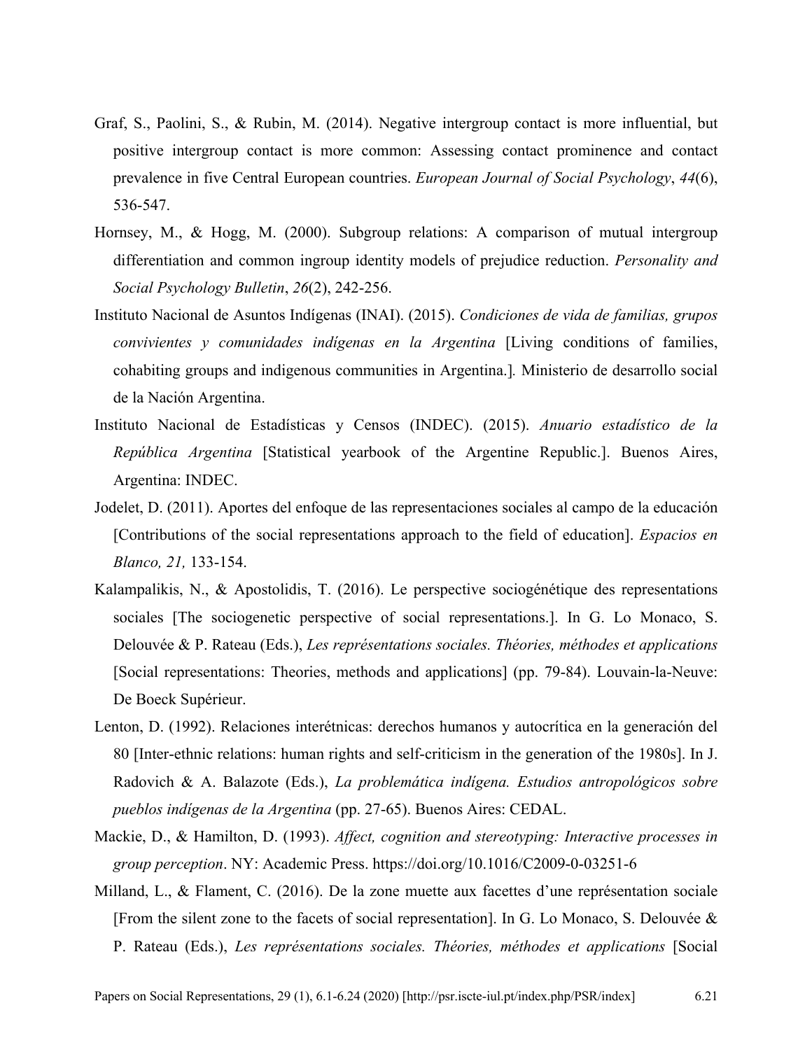Graf, S., Paolini, S., & Rubin, M. (2014). Negative intergroup contact is more influential, but positive intergroup contact is more common: Assessing contact prominence and contact prevalence in five Central European countries. *European Journal of Social Psychology*, *44*(6), 536-547.

Hornsey, M., & Hogg, M. (2000). Subgroup relations: A comparison of mutual intergroup differentiation and common ingroup identity models of prejudice reduction. *Personality and Social Psychology Bulletin*, *26*(2), 242-256.

Instituto Nacional de Asuntos Indígenas (INAI). (2015). *Condiciones de vida de familias, grupos convivientes y comunidades indígenas en la Argentina* [Living conditions of families, cohabiting groups and indigenous communities in Argentina.]. Ministerio de desarrollo social de la Nación Argentina.

Instituto Nacional de Estadísticas y Censos (INDEC). (2015). *Anuario estadístico de la República Argentina* [Statistical yearbook of the Argentine Republic.]. Buenos Aires, Argentina: INDEC.

Jodelet, D. (2011). Aportes del enfoque de las representaciones sociales al campo de la educación [Contributions of the social representations approach to the field of education]. *Espacios en Blanco, 21,* 133-154.

Kalampalikis, N., & Apostolidis, T. (2016). Le perspective sociogénétique des representations sociales [The sociogenetic perspective of social representations.]. In G. Lo Monaco, S. Delouvée & P. Rateau (Eds.), *Les représentations sociales. Théories, méthodes et applications* [Social representations: Theories, methods and applications] (pp. 79-84). Louvain-la-Neuve: De Boeck Supérieur.

Lenton, D. (1992). Relaciones interétnicas: derechos humanos y autocrítica en la generación del 80 [Inter-ethnic relations: human rights and self-criticism in the generation of the 1980s]. In J. Radovich & A. Balazote (Eds.), *La problemática indígena. Estudios antropológicos sobre pueblos indígenas de la Argentina* (pp. 27-65). Buenos Aires: CEDAL.

Mackie, D., & Hamilton, D. (1993). *Affect, cognition and stereotyping: Interactive processes in group perception*. NY: Academic Press. https://doi.org/10.1016/C2009-0-03251-6

Milland, L., & Flament, C. (2016). De la zone muette aux facettes d'une représentation sociale [From the silent zone to the facets of social representation]. In G. Lo Monaco, S. Delouvée & P. Rateau (Eds.), *Les représentations sociales. Théories, méthodes et applications* [Social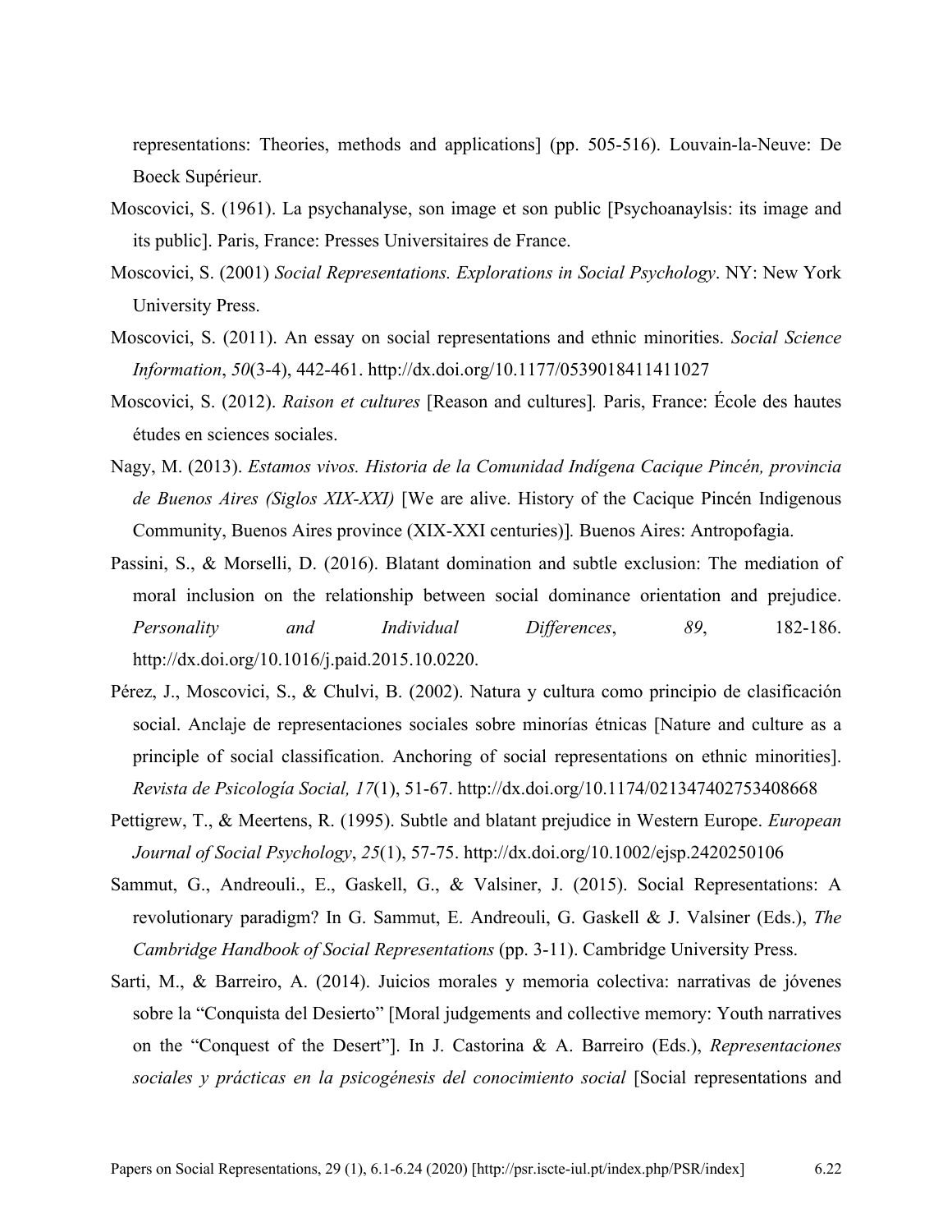representations: Theories, methods and applications] (pp. 505-516). Louvain-la-Neuve: De Boeck Supérieur.

Moscovici, S. (1961). La psychanalyse, son image et son public [Psychoanaylsis: its image and its public]. Paris, France: Presses Universitaires de France.

Moscovici, S. (2001) *Social Representations. Explorations in Social Psychology*. NY: New York University Press.

Moscovici, S. (2011). An essay on social representations and ethnic minorities. *Social Science Information*, *50*(3-4), 442-461. http://dx.doi.org/10.1177/0539018411411027

Moscovici, S. (2012). *Raison et cultures* [Reason and cultures]. Paris, France: École des hautes études en sciences sociales.

Nagy, M. (2013). *Estamos vivos. Historia de la Comunidad Indígena Cacique Pincén, provincia de Buenos Aires (Siglos XIX-XXI)* [We are alive. History of the Cacique Pincén Indigenous Community, Buenos Aires province (XIX-XXI centuries)]. Buenos Aires: Antropofagia.

Passini, S., & Morselli, D. (2016). Blatant domination and subtle exclusion: The mediation of moral inclusion on the relationship between social dominance orientation and prejudice. *Personality and Individual Differences*, *89*, 182-186. http://dx.doi.org/10.1016/j.paid.2015.10.0220.

Pérez, J., Moscovici, S., & Chulvi, B. (2002). Natura y cultura como principio de clasificación social. Anclaje de representaciones sociales sobre minorías étnicas [Nature and culture as a principle of social classification. Anchoring of social representations on ethnic minorities]. *Revista de Psicología Social, 17*(1), 51-67. http://dx.doi.org/10.1174/021347402753408668

Pettigrew, T., & Meertens, R. (1995). Subtle and blatant prejudice in Western Europe. *European Journal of Social Psychology*, *25*(1), 57-75. http://dx.doi.org/10.1002/ejsp.2420250106

Sammut, G., Andreouli., E., Gaskell, G., & Valsiner, J. (2015). Social Representations: A revolutionary paradigm? In G. Sammut, E. Andreouli, G. Gaskell & J. Valsiner (Eds.), *The Cambridge Handbook of Social Representations* (pp. 3-11). Cambridge University Press.

Sarti, M., & Barreiro, A. (2014). Juicios morales y memoria colectiva: narrativas de jóvenes sobre la "Conquista del Desierto" [Moral judgements and collective memory: Youth narratives on the "Conquest of the Desert"]. In J. Castorina & A. Barreiro (Eds.), *Representaciones sociales y prácticas en la psicogénesis del conocimiento social* [Social representations and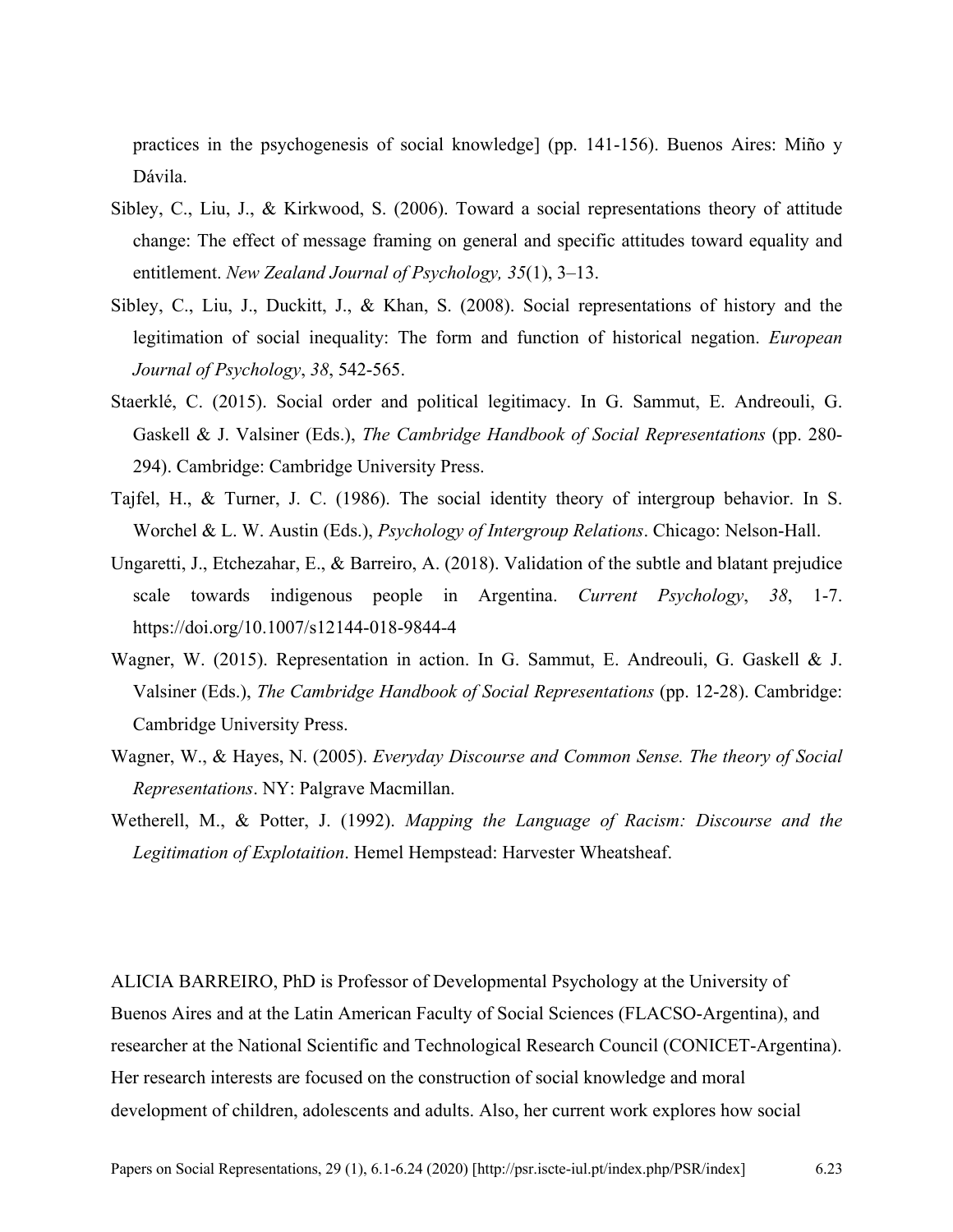practices in the psychogenesis of social knowledge] (pp. 141-156). Buenos Aires: Miño y Dávila.

Sibley, C., Liu, J., & Kirkwood, S. (2006). Toward a social representations theory of attitude change: The effect of message framing on general and specific attitudes toward equality and entitlement. *New Zealand Journal of Psychology, 35*(1), 3–13.

Sibley, C., Liu, J., Duckitt, J., & Khan, S. (2008). Social representations of history and the legitimation of social inequality: The form and function of historical negation. *European Journal of Psychology*, *38*, 542-565.

Staerklé, C. (2015). Social order and political legitimacy. In G. Sammut, E. Andreouli, G. Gaskell & J. Valsiner (Eds.), *The Cambridge Handbook of Social Representations* (pp. 280-294). Cambridge: Cambridge University Press.

Tajfel, H., & Turner, J. C. (1986). The social identity theory of intergroup behavior. In S. Worchel & L. W. Austin (Eds.), *Psychology of Intergroup Relations*. Chicago: Nelson-Hall.

Ungaretti, J., Etchezahar, E., & Barreiro, A. (2018). Validation of the subtle and blatant prejudice scale towards indigenous people in Argentina. *Current Psychology*, *38*, 1-7. https://doi.org/10.1007/s12144-018-9844-4

Wagner, W. (2015). Representation in action. In G. Sammut, E. Andreouli, G. Gaskell & J. Valsiner (Eds.), *The Cambridge Handbook of Social Representations* (pp. 12-28). Cambridge: Cambridge University Press.

Wagner, W., & Hayes, N. (2005). *Everyday Discourse and Common Sense. The theory of Social Representations*. NY: Palgrave Macmillan.

Wetherell, M., & Potter, J. (1992). *Mapping the Language of Racism: Discourse and the Legitimation of Explotaition*. Hemel Hempstead: Harvester Wheatsheaf.

ALICIA BARREIRO, PhD is Professor of Developmental Psychology at the University of Buenos Aires and at the Latin American Faculty of Social Sciences (FLACSO-Argentina), and researcher at the National Scientific and Technological Research Council (CONICET-Argentina). Her research interests are focused on the construction of social knowledge and moral development of children, adolescents and adults. Also, her current work explores how social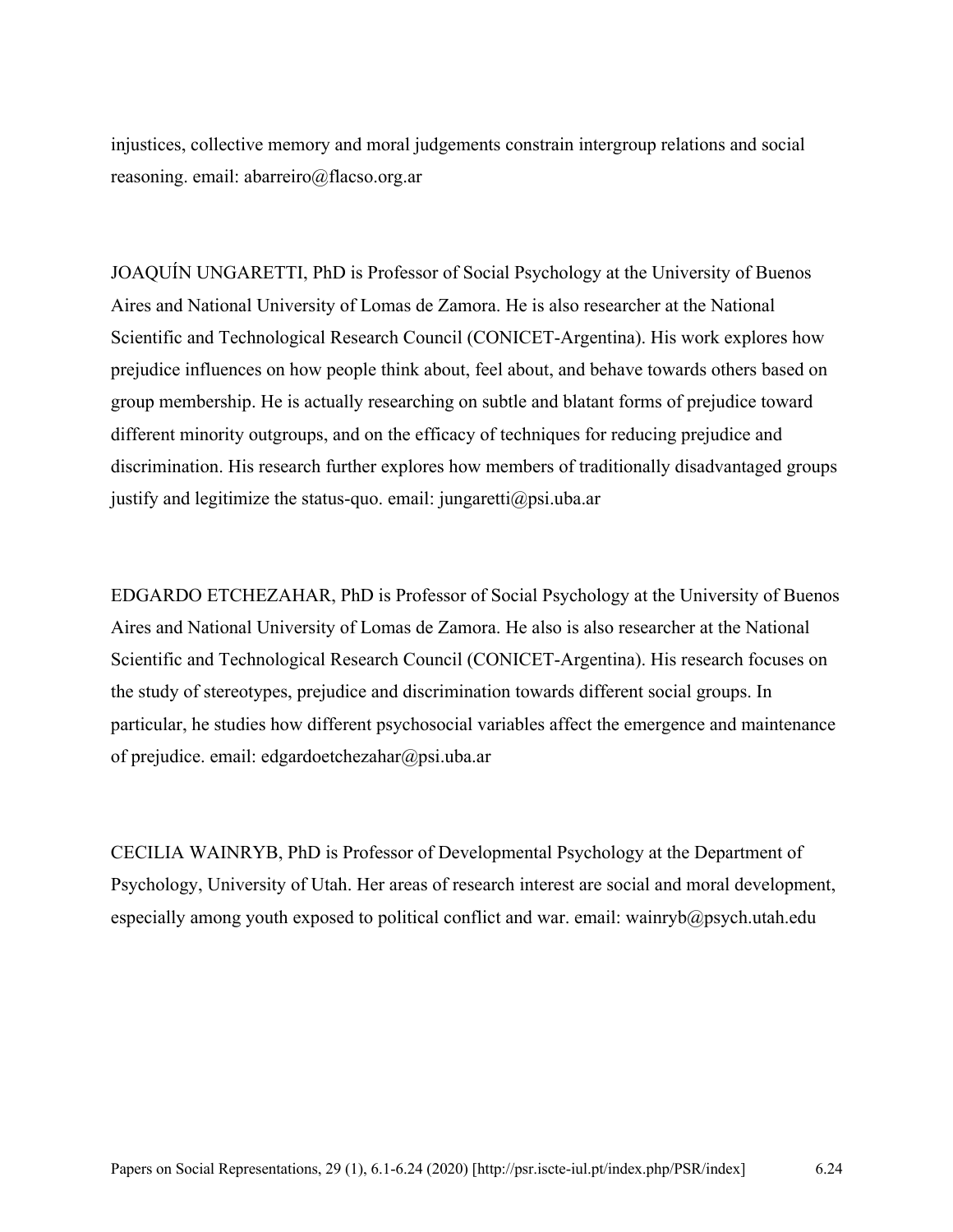injustices, collective memory and moral judgements constrain intergroup relations and social reasoning. email: abarreiro@flacso.org.ar

JOAQUÍN UNGARETTI, PhD is Professor of Social Psychology at the University of Buenos Aires and National University of Lomas de Zamora. He is also researcher at the National Scientific and Technological Research Council (CONICET-Argentina). His work explores how prejudice influences on how people think about, feel about, and behave towards others based on group membership. He is actually researching on subtle and blatant forms of prejudice toward different minority outgroups, and on the efficacy of techniques for reducing prejudice and discrimination. His research further explores how members of traditionally disadvantaged groups justify and legitimize the status-quo. email: jungaretti@psi.uba.ar

EDGARDO ETCHEZAHAR, PhD is Professor of Social Psychology at the University of Buenos Aires and National University of Lomas de Zamora. He also is also researcher at the National Scientific and Technological Research Council (CONICET-Argentina). His research focuses on the study of stereotypes, prejudice and discrimination towards different social groups. In particular, he studies how different psychosocial variables affect the emergence and maintenance of prejudice. email: edgardoetchezahar@psi.uba.ar

CECILIA WAINRYB, PhD is Professor of Developmental Psychology at the Department of Psychology, University of Utah. Her areas of research interest are social and moral development, especially among youth exposed to political conflict and war. email: wainryb@psych.utah.edu